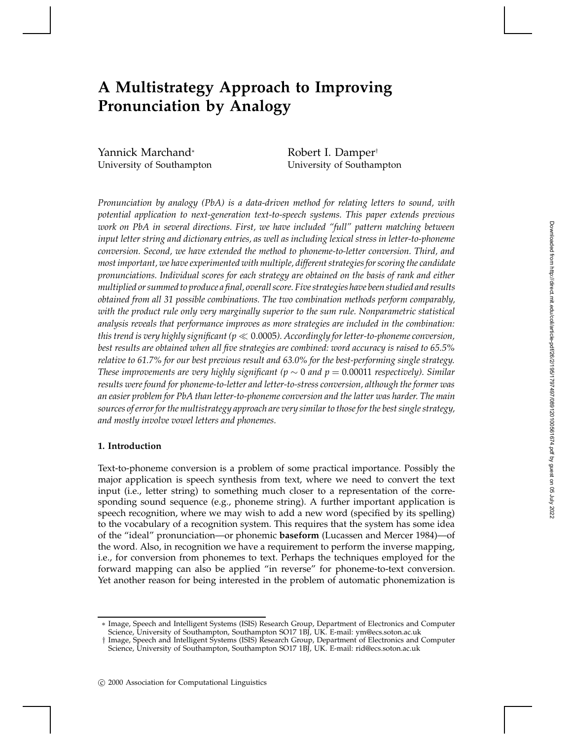# A Multistrategy Approach to Improving Pronunciation by Analogy

Yannick Marchand[*]
University of Southampton

Robert I. Damper[†]
University of Southampton

*Pronunciation by analogy (PbA) is a data-driven method for relating letters to sound, with potential application to next-generation text-to-speech systems. This paper extends previous work on PbA in several directions. First, we have included "full" pattern matching between input letter string and dictionary entries, as well as including lexical stress in letter-to-phoneme conversion. Second, we have extended the method to phoneme-to-letter conversion. Third, and most important, we have experimented with multiple, different strategies for scoring the candidate pronunciations. Individual scores for each strategy are obtained on the basis of rank and either multiplied or summed to produce a final, overall score. Five strategies have been studied and results obtained from all 31 possible combinations. The two combination methods perform comparably, with the product rule only very marginally superior to the sum rule. Nonparametric statistical analysis reveals that performance improves as more strategies are included in the combination: this trend is very highly significant ($p \ll 0.0005$). Accordingly for letter-to-phoneme conversion, best results are obtained when all five strategies are combined: word accuracy is raised to 65.5% relative to 61.7% for our best previous result and 63.0% for the best-performing single strategy. These improvements are very highly significant ($p \sim 0$ and $p = 0.00011$ respectively). Similar results were found for phoneme-to-letter and letter-to-stress conversion, although the former was an easier problem for PbA than letter-to-phoneme conversion and the latter was harder. The main sources of error for the multistrategy approach are very similar to those for the best single strategy, and mostly involve vowel letters and phonemes.*

## 1. Introduction

Text-to-phoneme conversion is a problem of some practical importance. Possibly the major application is speech synthesis from text, where we need to convert the text input (i.e., letter string) to something much closer to a representation of the corresponding sound sequence (e.g., phoneme string). A further important application is speech recognition, where we may wish to add a new word (specified by its spelling) to the vocabulary of a recognition system. This requires that the system has some idea of the "ideal" pronunciation—or phonemic **baseform** (Lucassen and Mercer 1984)—of the word. Also, in recognition we have a requirement to perform the inverse mapping, i.e., for conversion from phonemes to text. Perhaps the techniques employed for the forward mapping can also be applied "in reverse" for phoneme-to-text conversion. Yet another reason for being interested in the problem of automatic phonemization is

---

[*] Image, Speech and Intelligent Systems (ISIS) Research Group, Department of Electronics and Computer Science, University of Southampton, Southampton SO17 1BJ, UK. E-mail: ym@ecs.soton.ac.uk

[†] Image, Speech and Intelligent Systems (ISIS) Research Group, Department of Electronics and Computer Science, University of Southampton, Southampton SO17 1BJ, UK. E-mail: rid@ecs.soton.ac.uk

© 2000 Association for Computational Linguistics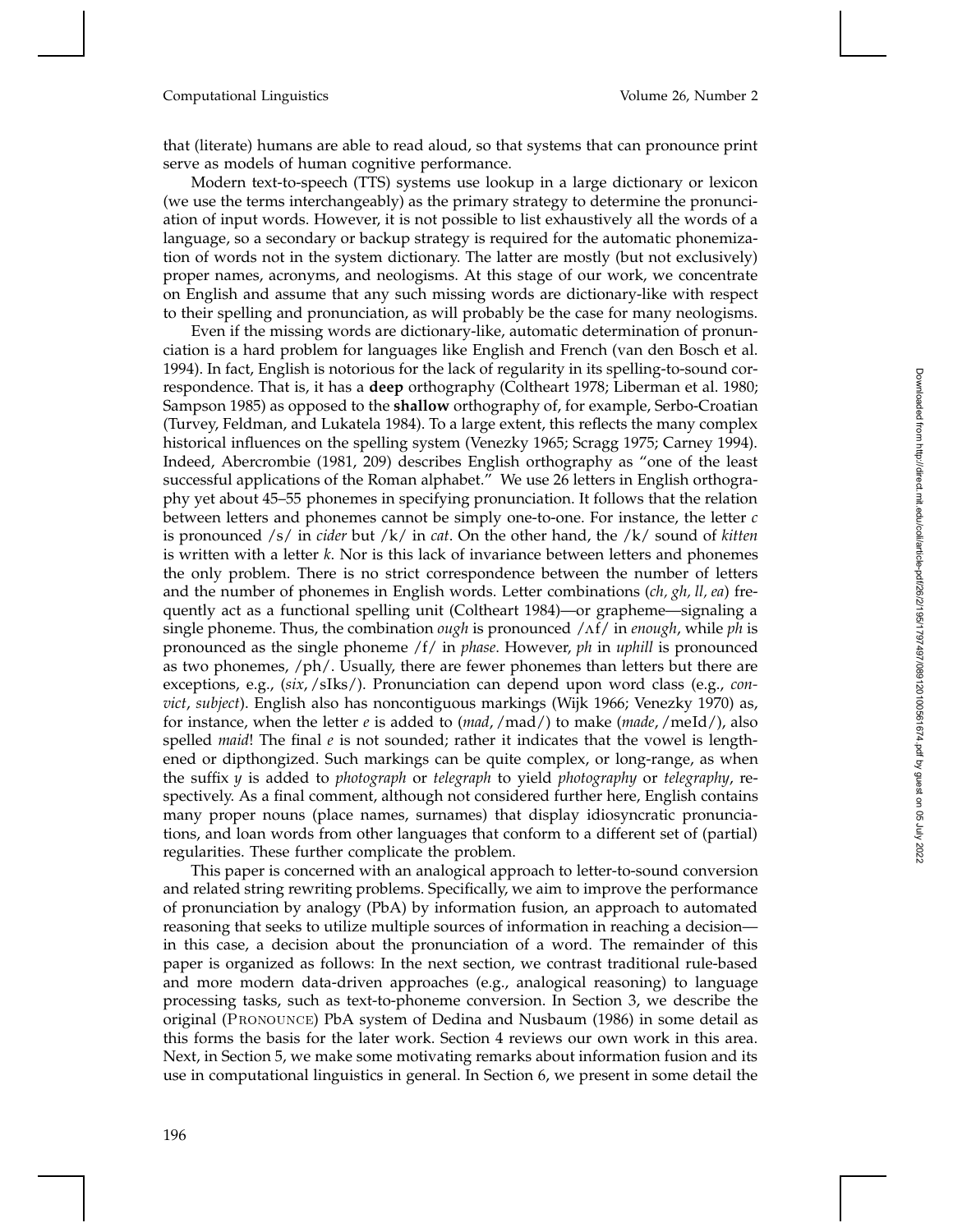that (literate) humans are able to read aloud, so that systems that can pronounce print serve as models of human cognitive performance.

Modern text-to-speech (TTS) systems use lookup in a large dictionary or lexicon (we use the terms interchangeably) as the primary strategy to determine the pronunciation of input words. However, it is not possible to list exhaustively all the words of a language, so a secondary or backup strategy is required for the automatic phonemization of words not in the system dictionary. The latter are mostly (but not exclusively) proper names, acronyms, and neologisms. At this stage of our work, we concentrate on English and assume that any such missing words are dictionary-like with respect to their spelling and pronunciation, as will probably be the case for many neologisms.

Even if the missing words are dictionary-like, automatic determination of pronunciation is a hard problem for languages like English and French (van den Bosch et al. 1994). In fact, English is notorious for the lack of regularity in its spelling-to-sound correspondence. That is, it has a **deep** orthography (Coltheart 1978; Liberman et al. 1980; Sampson 1985) as opposed to the **shallow** orthography of, for example, Serbo-Croatian (Turvey, Feldman, and Lukatela 1984). To a large extent, this reflects the many complex historical influences on the spelling system (Venezky 1965; Scragg 1975; Carney 1994). Indeed, Abercrombie (1981, 209) describes English orthography as "one of the least successful applications of the Roman alphabet." We use 26 letters in English orthography yet about 45–55 phonemes in specifying pronunciation. It follows that the relation between letters and phonemes cannot be simply one-to-one. For instance, the letter *c* is pronounced /s/ in *cider* but /k/ in *cat*. On the other hand, the /k/ sound of *kitten* is written with a letter *k*. Nor is this lack of invariance between letters and phonemes the only problem. There is no strict correspondence between the number of letters and the number of phonemes in English words. Letter combinations (*ch, gh, ll, ea*) frequently act as a functional spelling unit (Coltheart 1984)—or grapheme—signaling a single phoneme. Thus, the combination *ough* is pronounced /ʌf/ in *enough*, while *ph* is pronounced as the single phoneme /f/ in *phase*. However, *ph* in *uphill* is pronounced as two phonemes, /ph/. Usually, there are fewer phonemes than letters but there are exceptions, e.g., (*six*, /sIks/). Pronunciation can depend upon word class (e.g., *convict*, *subject*). English also has noncontiguous markings (Wijk 1966; Venezky 1970) as, for instance, when the letter *e* is added to (*mad*, /mad/) to make (*made*, /meId/), also spelled *maid*! The final *e* is not sounded; rather it indicates that the vowel is lengthened or dipthongized. Such markings can be quite complex, or long-range, as when the suffix *y* is added to *photograph* or *telegraph* to yield *photography* or *telegraphy*, respectively. As a final comment, although not considered further here, English contains many proper nouns (place names, surnames) that display idiosyncratic pronunciations, and loan words from other languages that conform to a different set of (partial) regularities. These further complicate the problem.

This paper is concerned with an analogical approach to letter-to-sound conversion and related string rewriting problems. Specifically, we aim to improve the performance of pronunciation by analogy (PbA) by information fusion, an approach to automated reasoning that seeks to utilize multiple sources of information in reaching a decision—in this case, a decision about the pronunciation of a word. The remainder of this paper is organized as follows: In the next section, we contrast traditional rule-based and more modern data-driven approaches (e.g., analogical reasoning) to language processing tasks, such as text-to-phoneme conversion. In Section 3, we describe the original (PRONOUNCE) PbA system of Dedina and Nusbaum (1986) in some detail as this forms the basis for the later work. Section 4 reviews our own work in this area. Next, in Section 5, we make some motivating remarks about information fusion and its use in computational linguistics in general. In Section 6, we present in some detail the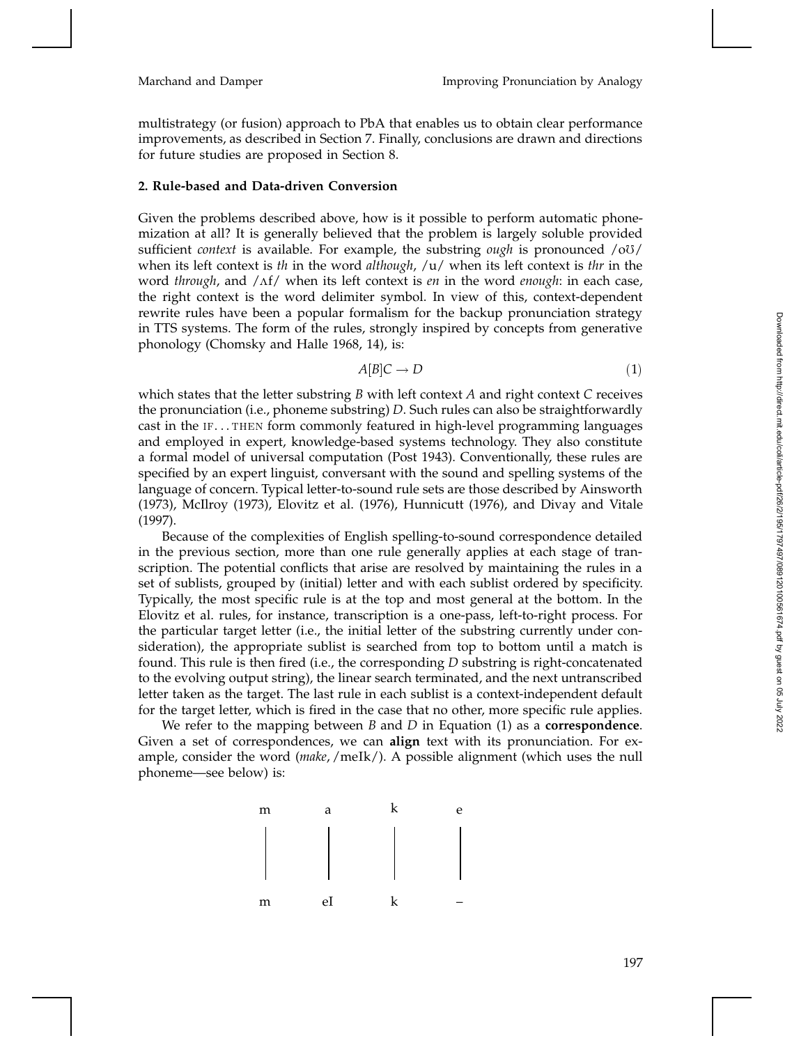multistrategy (or fusion) approach to PbA that enables us to obtain clear performance improvements, as described in Section 7. Finally, conclusions are drawn and directions for future studies are proposed in Section 8.

## 2. Rule-based and Data-driven Conversion

Given the problems described above, how is it possible to perform automatic phonemization at all? It is generally believed that the problem is largely soluble provided sufficient *context* is available. For example, the substring *ough* is pronounced /oʊ/ when its left context is *th* in the word *although*, /u/ when its left context is *thr* in the word *through*, and /ʌf/ when its left context is *en* in the word *enough*: in each case, the right context is the word delimiter symbol. In view of this, context-dependent rewrite rules have been a popular formalism for the backup pronunciation strategy in TTS systems. The form of the rules, strongly inspired by concepts from generative phonology (Chomsky and Halle 1968, 14), is:

$$A[B]C \rightarrow D \tag{1}$$

which states that the letter substring $B$ with left context $A$ and right context $C$ receives the pronunciation (i.e., phoneme substring) $D$. Such rules can also be straightforwardly cast in the IF...THEN form commonly featured in high-level programming languages and employed in expert, knowledge-based systems technology. They also constitute a formal model of universal computation (Post 1943). Conventionally, these rules are specified by an expert linguist, conversant with the sound and spelling systems of the language of concern. Typical letter-to-sound rule sets are those described by Ainsworth (1973), McIlroy (1973), Elovitz et al. (1976), Hunnicutt (1976), and Divay and Vitale (1997).

Because of the complexities of English spelling-to-sound correspondence detailed in the previous section, more than one rule generally applies at each stage of transcription. The potential conflicts that arise are resolved by maintaining the rules in a set of sublists, grouped by (initial) letter and with each sublist ordered by specificity. Typically, the most specific rule is at the top and most general at the bottom. In the Elovitz et al. rules, for instance, transcription is a one-pass, left-to-right process. For the particular target letter (i.e., the initial letter of the substring currently under consideration), the appropriate sublist is searched from top to bottom until a match is found. This rule is then fired (i.e., the corresponding $D$ substring is right-concatenated to the evolving output string), the linear search terminated, and the next untranscribed letter taken as the target. The last rule in each sublist is a context-independent default for the target letter, which is fired in the case that no other, more specific rule applies.

We refer to the mapping between $B$ and $D$ in Equation (1) as a **correspondence**. Given a set of correspondences, we can **align** text with its pronunciation. For example, consider the word (*make*, /meIk/). A possible alignment (which uses the null phoneme—see below) is:

```
m     a     k     e
|     |     |     |
m     eI    k     –
```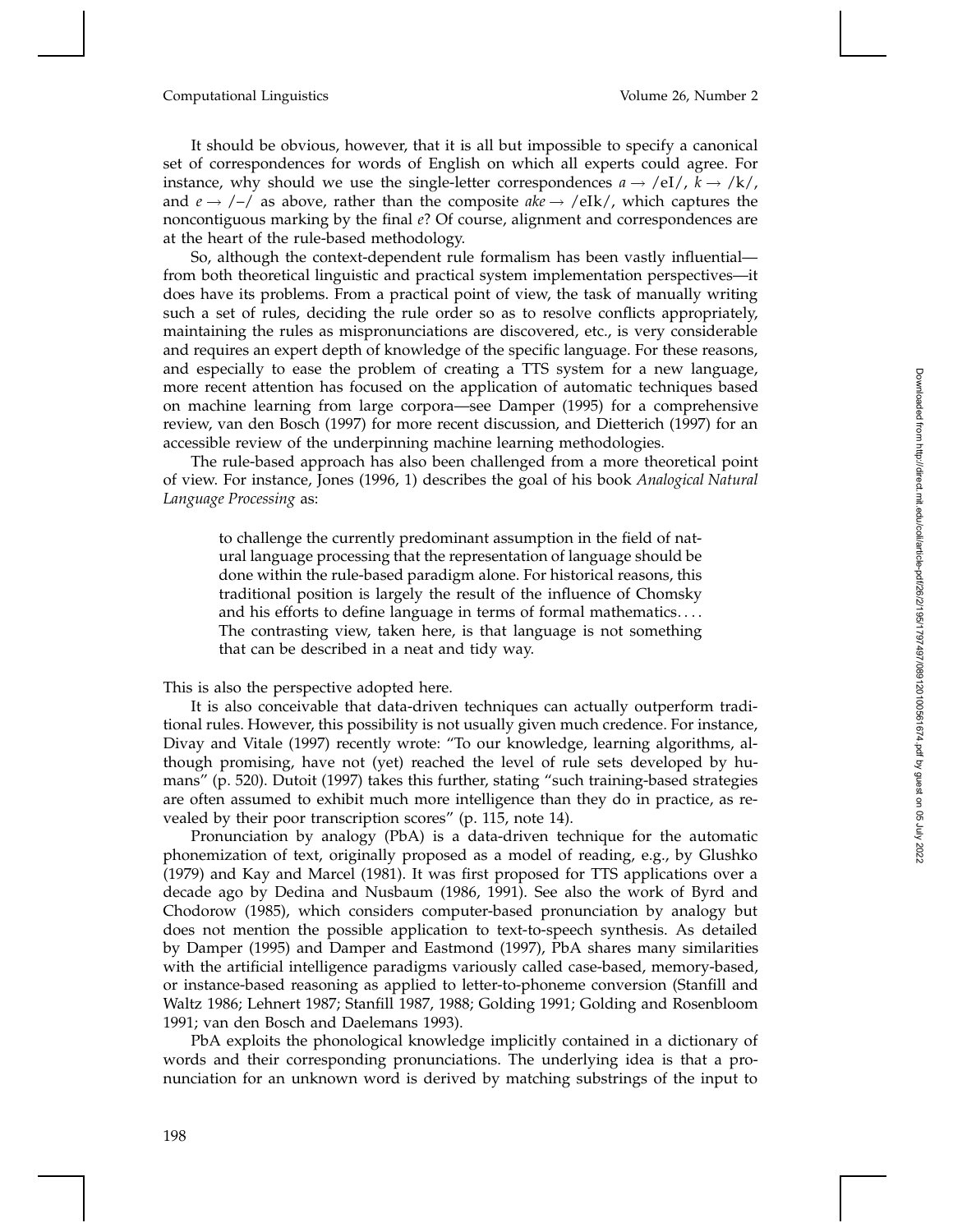It should be obvious, however, that it is all but impossible to specify a canonical set of correspondences for words of English on which all experts could agree. For instance, why should we use the single-letter correspondences $a \rightarrow$ /eI/, $k \rightarrow$ /k/, and $e \rightarrow$ /–/ as above, rather than the composite *ake* $\rightarrow$ /eIk/, which captures the noncontiguous marking by the final *e*? Of course, alignment and correspondences are at the heart of the rule-based methodology.

So, although the context-dependent rule formalism has been vastly influential—from both theoretical linguistic and practical system implementation perspectives—it does have its problems. From a practical point of view, the task of manually writing such a set of rules, deciding the rule order so as to resolve conflicts appropriately, maintaining the rules as mispronunciations are discovered, etc., is very considerable and requires an expert depth of knowledge of the specific language. For these reasons, and especially to ease the problem of creating a TTS system for a new language, more recent attention has focused on the application of automatic techniques based on machine learning from large corpora—see Damper (1995) for a comprehensive review, van den Bosch (1997) for more recent discussion, and Dietterich (1997) for an accessible review of the underpinning machine learning methodologies.

The rule-based approach has also been challenged from a more theoretical point of view. For instance, Jones (1996, 1) describes the goal of his book *Analogical Natural Language Processing* as:

> to challenge the currently predominant assumption in the field of natural language processing that the representation of language should be done within the rule-based paradigm alone. For historical reasons, this traditional position is largely the result of the influence of Chomsky and his efforts to define language in terms of formal mathematics.... The contrasting view, taken here, is that language is not something that can be described in a neat and tidy way.

This is also the perspective adopted here.

It is also conceivable that data-driven techniques can actually outperform traditional rules. However, this possibility is not usually given much credence. For instance, Divay and Vitale (1997) recently wrote: "To our knowledge, learning algorithms, although promising, have not (yet) reached the level of rule sets developed by humans" (p. 520). Dutoit (1997) takes this further, stating "such training-based strategies are often assumed to exhibit much more intelligence than they do in practice, as revealed by their poor transcription scores" (p. 115, note 14).

Pronunciation by analogy (PbA) is a data-driven technique for the automatic phonemization of text, originally proposed as a model of reading, e.g., by Glushko (1979) and Kay and Marcel (1981). It was first proposed for TTS applications over a decade ago by Dedina and Nusbaum (1986, 1991). See also the work of Byrd and Chodorow (1985), which considers computer-based pronunciation by analogy but does not mention the possible application to text-to-speech synthesis. As detailed by Damper (1995) and Damper and Eastmond (1997), PbA shares many similarities with the artificial intelligence paradigms variously called case-based, memory-based, or instance-based reasoning as applied to letter-to-phoneme conversion (Stanfill and Waltz 1986; Lehnert 1987; Stanfill 1987, 1988; Golding 1991; Golding and Rosenbloom 1991; van den Bosch and Daelemans 1993).

PbA exploits the phonological knowledge implicitly contained in a dictionary of words and their corresponding pronunciations. The underlying idea is that a pronunciation for an unknown word is derived by matching substrings of the input to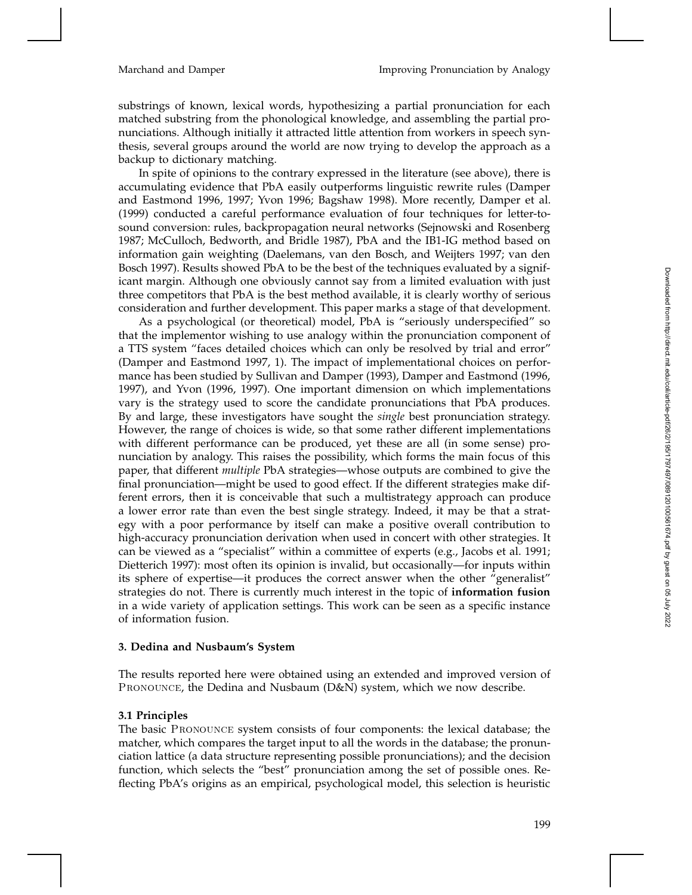substrings of known, lexical words, hypothesizing a partial pronunciation for each matched substring from the phonological knowledge, and assembling the partial pronunciations. Although initially it attracted little attention from workers in speech synthesis, several groups around the world are now trying to develop the approach as a backup to dictionary matching.

In spite of opinions to the contrary expressed in the literature (see above), there is accumulating evidence that PbA easily outperforms linguistic rewrite rules (Damper and Eastmond 1996, 1997; Yvon 1996; Bagshaw 1998). More recently, Damper et al. (1999) conducted a careful performance evaluation of four techniques for letter-to-sound conversion: rules, backpropagation neural networks (Sejnowski and Rosenberg 1987; McCulloch, Bedworth, and Bridle 1987), PbA and the IB1-IG method based on information gain weighting (Daelemans, van den Bosch, and Weijters 1997; van den Bosch 1997). Results showed PbA to be the best of the techniques evaluated by a significant margin. Although one obviously cannot say from a limited evaluation with just three competitors that PbA is the best method available, it is clearly worthy of serious consideration and further development. This paper marks a stage of that development.

As a psychological (or theoretical) model, PbA is "seriously underspecified" so that the implementor wishing to use analogy within the pronunciation component of a TTS system "faces detailed choices which can only be resolved by trial and error" (Damper and Eastmond 1997, 1). The impact of implementational choices on performance has been studied by Sullivan and Damper (1993), Damper and Eastmond (1996, 1997), and Yvon (1996, 1997). One important dimension on which implementations vary is the strategy used to score the candidate pronunciations that PbA produces. By and large, these investigators have sought the *single* best pronunciation strategy. However, the range of choices is wide, so that some rather different implementations with different performance can be produced, yet these are all (in some sense) pronunciation by analogy. This raises the possibility, which forms the main focus of this paper, that different *multiple* PbA strategies—whose outputs are combined to give the final pronunciation—might be used to good effect. If the different strategies make different errors, then it is conceivable that such a multistrategy approach can produce a lower error rate than even the best single strategy. Indeed, it may be that a strategy with a poor performance by itself can make a positive overall contribution to high-accuracy pronunciation derivation when used in concert with other strategies. It can be viewed as a "specialist" within a committee of experts (e.g., Jacobs et al. 1991; Dietterich 1997): most often its opinion is invalid, but occasionally—for inputs within its sphere of expertise—it produces the correct answer when the other "generalist" strategies do not. There is currently much interest in the topic of **information fusion** in a wide variety of application settings. This work can be seen as a specific instance of information fusion.

## 3. Dedina and Nusbaum's System

The results reported here were obtained using an extended and improved version of PRONOUNCE, the Dedina and Nusbaum (D&N) system, which we now describe.

### 3.1 Principles

The basic PRONOUNCE system consists of four components: the lexical database; the matcher, which compares the target input to all the words in the database; the pronunciation lattice (a data structure representing possible pronunciations); and the decision function, which selects the "best" pronunciation among the set of possible ones. Reflecting PbA's origins as an empirical, psychological model, this selection is heuristic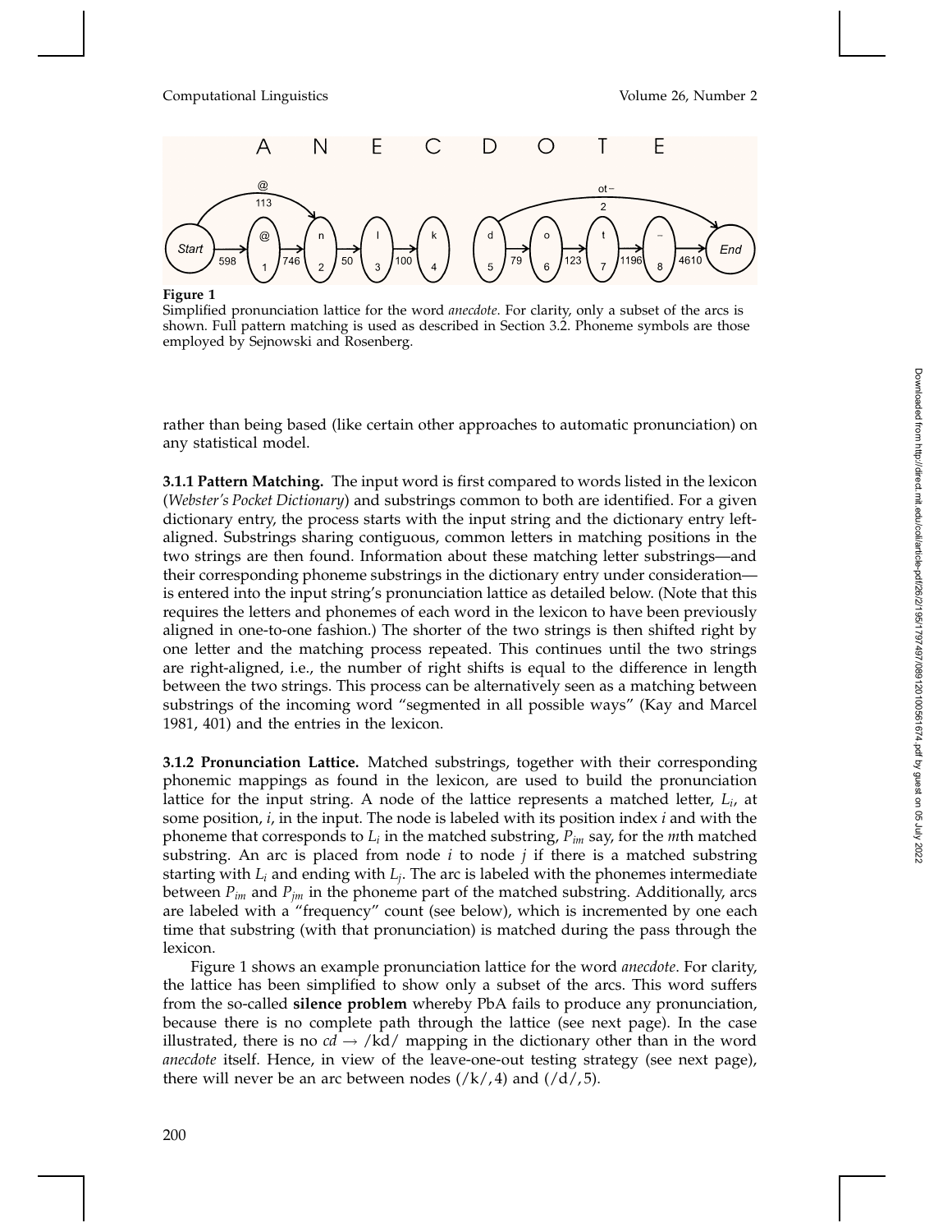A N E C D O T E

@
113

ot –
2

Start
598
@ 1
746
n 2
50
l 3
100
k 4
d 5
79
o 6
123
t 7
1196
– 8
4610
End

**Figure 1**
Simplified pronunciation lattice for the word *anecdote*. For clarity, only a subset of the arcs is shown. Full pattern matching is used as described in Section 3.2. Phoneme symbols are those employed by Sejnowski and Rosenberg.

rather than being based (like certain other approaches to automatic pronunciation) on any statistical model.

**3.1.1 Pattern Matching.** The input word is first compared to words listed in the lexicon (*Webster's Pocket Dictionary*) and substrings common to both are identified. For a given dictionary entry, the process starts with the input string and the dictionary entry left-aligned. Substrings sharing contiguous, common letters in matching positions in the two strings are then found. Information about these matching letter substrings—and their corresponding phoneme substrings in the dictionary entry under consideration—is entered into the input string's pronunciation lattice as detailed below. (Note that this requires the letters and phonemes of each word in the lexicon to have been previously aligned in one-to-one fashion.) The shorter of the two strings is then shifted right by one letter and the matching process repeated. This continues until the two strings are right-aligned, i.e., the number of right shifts is equal to the difference in length between the two strings. This process can be alternatively seen as a matching between substrings of the incoming word "segmented in all possible ways" (Kay and Marcel 1981, 401) and the entries in the lexicon.

**3.1.2 Pronunciation Lattice.** Matched substrings, together with their corresponding phonemic mappings as found in the lexicon, are used to build the pronunciation lattice for the input string. A node of the lattice represents a matched letter, $L_i$, at some position, $i$, in the input. The node is labeled with its position index $i$ and with the phoneme that corresponds to $L_i$ in the matched substring, $P_{im}$ say, for the $m$th matched substring. An arc is placed from node $i$ to node $j$ if there is a matched substring starting with $L_i$ and ending with $L_j$. The arc is labeled with the phonemes intermediate between $P_{im}$ and $P_{jm}$ in the phoneme part of the matched substring. Additionally, arcs are labeled with a "frequency" count (see below), which is incremented by one each time that substring (with that pronunciation) is matched during the pass through the lexicon.

Figure 1 shows an example pronunciation lattice for the word *anecdote*. For clarity, the lattice has been simplified to show only a subset of the arcs. This word suffers from the so-called **silence problem** whereby PbA fails to produce any pronunciation, because there is no complete path through the lattice (see next page). In the case illustrated, there is no *cd* → /kd/ mapping in the dictionary other than in the word *anecdote* itself. Hence, in view of the leave-one-out testing strategy (see next page), there will never be an arc between nodes (/k/, 4) and (/d/, 5).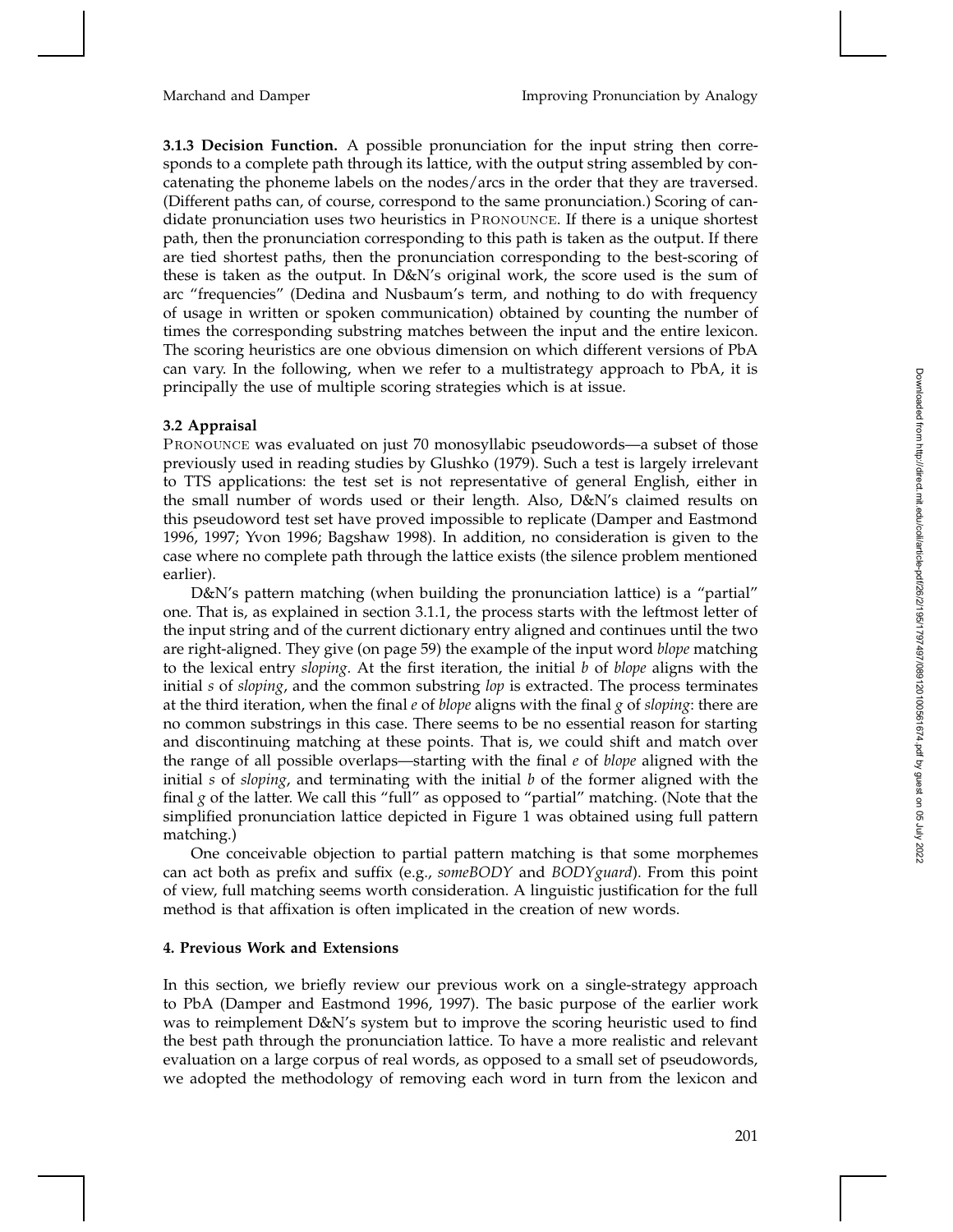**3.1.3 Decision Function.** A possible pronunciation for the input string then corresponds to a complete path through its lattice, with the output string assembled by concatenating the phoneme labels on the nodes/arcs in the order that they are traversed. (Different paths can, of course, correspond to the same pronunciation.) Scoring of candidate pronunciation uses two heuristics in PRONOUNCE. If there is a unique shortest path, then the pronunciation corresponding to this path is taken as the output. If there are tied shortest paths, then the pronunciation corresponding to the best-scoring of these is taken as the output. In D&N's original work, the score used is the sum of arc "frequencies" (Dedina and Nusbaum's term, and nothing to do with frequency of usage in written or spoken communication) obtained by counting the number of times the corresponding substring matches between the input and the entire lexicon. The scoring heuristics are one obvious dimension on which different versions of PbA can vary. In the following, when we refer to a multistrategy approach to PbA, it is principally the use of multiple scoring strategies which is at issue.

### 3.2 Appraisal

PRONOUNCE was evaluated on just 70 monosyllabic pseudowords—a subset of those previously used in reading studies by Glushko (1979). Such a test is largely irrelevant to TTS applications: the test set is not representative of general English, either in the small number of words used or their length. Also, D&N's claimed results on this pseudoword test set have proved impossible to replicate (Damper and Eastmond 1996, 1997; Yvon 1996; Bagshaw 1998). In addition, no consideration is given to the case where no complete path through the lattice exists (the silence problem mentioned earlier).

D&N's pattern matching (when building the pronunciation lattice) is a "partial" one. That is, as explained in section 3.1.1, the process starts with the leftmost letter of the input string and of the current dictionary entry aligned and continues until the two are right-aligned. They give (on page 59) the example of the input word *blope* matching to the lexical entry *sloping*. At the first iteration, the initial *b* of *blope* aligns with the initial *s* of *sloping*, and the common substring *lop* is extracted. The process terminates at the third iteration, when the final *e* of *blope* aligns with the final *g* of *sloping*: there are no common substrings in this case. There seems to be no essential reason for starting and discontinuing matching at these points. That is, we could shift and match over the range of all possible overlaps—starting with the final *e* of *blope* aligned with the initial *s* of *sloping*, and terminating with the initial *b* of the former aligned with the final *g* of the latter. We call this "full" as opposed to "partial" matching. (Note that the simplified pronunciation lattice depicted in Figure 1 was obtained using full pattern matching.)

One conceivable objection to partial pattern matching is that some morphemes can act both as prefix and suffix (e.g., *someBODY* and *BODYguard*). From this point of view, full matching seems worth consideration. A linguistic justification for the full method is that affixation is often implicated in the creation of new words.

## 4. Previous Work and Extensions

In this section, we briefly review our previous work on a single-strategy approach to PbA (Damper and Eastmond 1996, 1997). The basic purpose of the earlier work was to reimplement D&N's system but to improve the scoring heuristic used to find the best path through the pronunciation lattice. To have a more realistic and relevant evaluation on a large corpus of real words, as opposed to a small set of pseudowords, we adopted the methodology of removing each word in turn from the lexicon and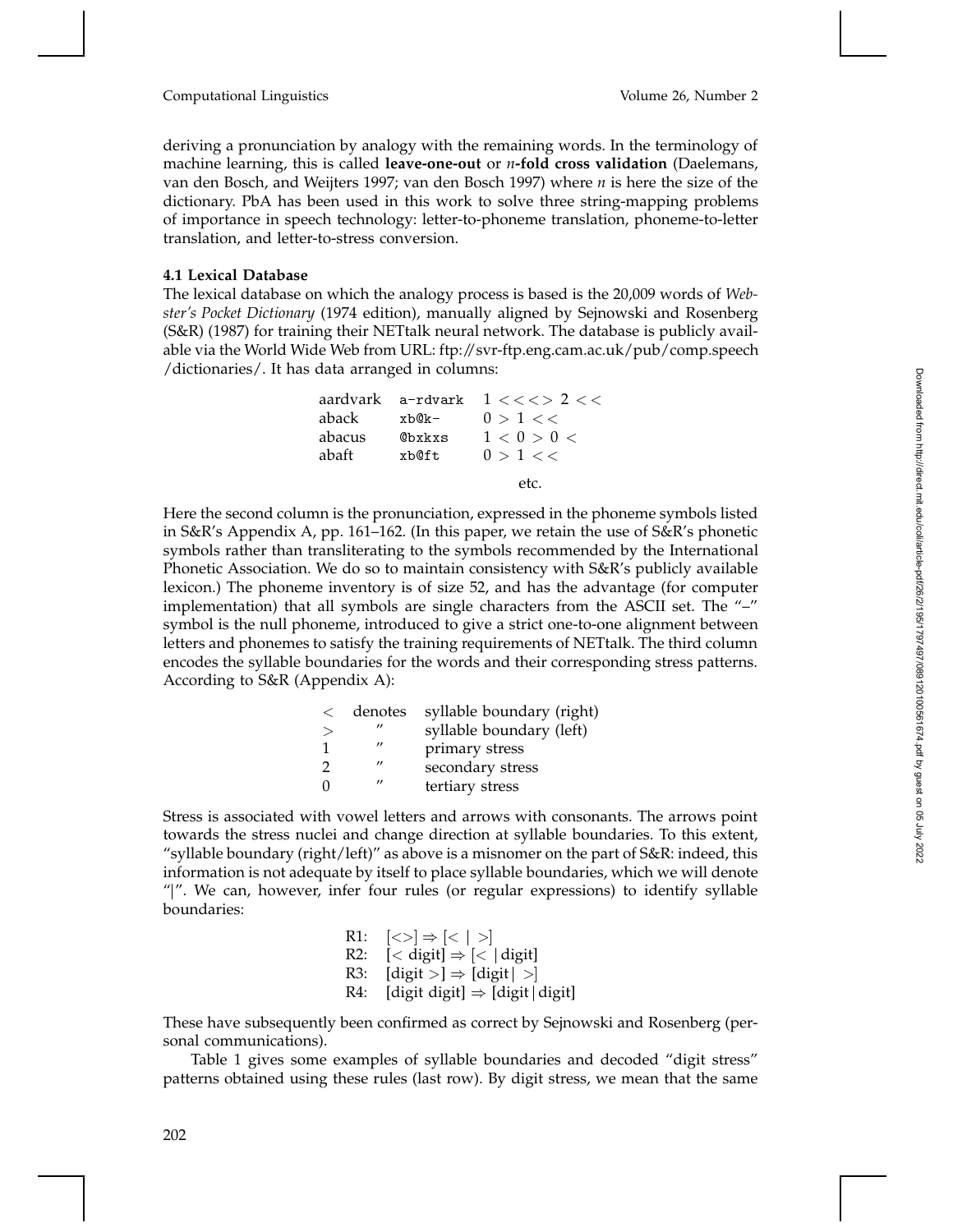deriving a pronunciation by analogy with the remaining words. In the terminology of machine learning, this is called **leave-one-out** or ***n*-fold cross validation** (Daelemans, van den Bosch, and Weijters 1997; van den Bosch 1997) where *n* is here the size of the dictionary. PbA has been used in this work to solve three string-mapping problems of importance in speech technology: letter-to-phoneme translation, phoneme-to-letter translation, and letter-to-stress conversion.

### 4.1 Lexical Database

The lexical database on which the analogy process is based is the 20,009 words of *Webster's Pocket Dictionary* (1974 edition), manually aligned by Sejnowski and Rosenberg (S&R) (1987) for training their NETtalk neural network. The database is publicly available via the World Wide Web from URL: ftp://svr-ftp.eng.cam.ac.uk/pub/comp.speech/dictionaries/. It has data arranged in columns:

```
aardvark   a-rdvark   1<<<>2<<
aback      xb@k-      0>1<<
abacus     @bxkxs     1<0>0<
abaft      xb@ft      0>1<<
                      etc.
```

Here the second column is the pronunciation, expressed in the phoneme symbols listed in S&R's Appendix A, pp. 161–162. (In this paper, we retain the use of S&R's phonetic symbols rather than transliterating to the symbols recommended by the International Phonetic Association. We do so to maintain consistency with S&R's publicly available lexicon.) The phoneme inventory is of size 52, and has the advantage (for computer implementation) that all symbols are single characters from the ASCII set. The "–" symbol is the null phoneme, introduced to give a strict one-to-one alignment between letters and phonemes to satisfy the training requirements of NETtalk. The third column encodes the syllable boundaries for the words and their corresponding stress patterns. According to S&R (Appendix A):

| | | |
|---|---|---|
| < | denotes | syllable boundary (right) |
| > | " | syllable boundary (left) |
| 1 | " | primary stress |
| 2 | " | secondary stress |
| 0 | " | tertiary stress |

Stress is associated with vowel letters and arrows with consonants. The arrows point towards the stress nuclei and change direction at syllable boundaries. To this extent, "syllable boundary (right/left)" as above is a misnomer on the part of S&R: indeed, this information is not adequate by itself to place syllable boundaries, which we will denote "|". We can, however, infer four rules (or regular expressions) to identify syllable boundaries:

R1: $[<>] \Rightarrow [< \mid >]$
R2: $[< \text{digit}] \Rightarrow [< \mid \text{digit}]$
R3: $[\text{digit} >] \Rightarrow [\text{digit} \mid >]$
R4: $[\text{digit digit}] \Rightarrow [\text{digit} \mid \text{digit}]$

These have subsequently been confirmed as correct by Sejnowski and Rosenberg (personal communications).

Table 1 gives some examples of syllable boundaries and decoded "digit stress" patterns obtained using these rules (last row). By digit stress, we mean that the same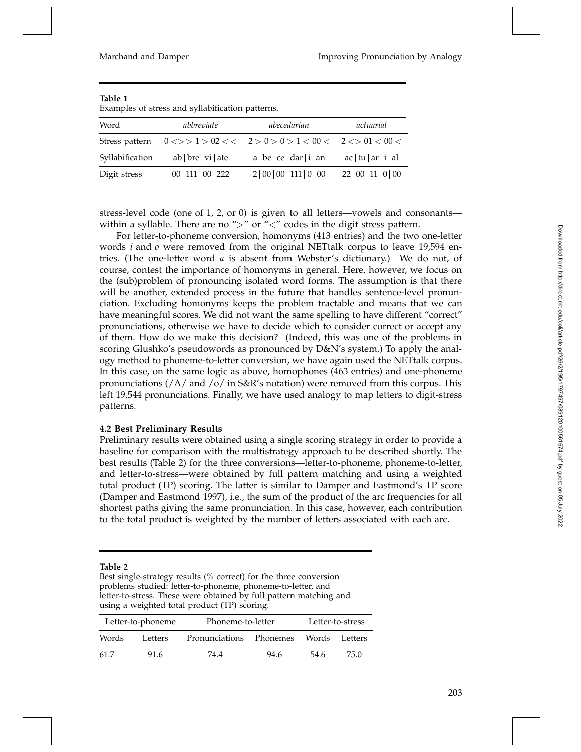**Table 1**
Examples of stress and syllabification patterns.

| Word | *abbreviate* | *abecedarian* | *actuarial* |
|---|---|---|---|
| Stress pattern | 0 <>> 1 > 02 << | 2 > 0 > 0 > 1 < 00 < | 2 <> 01 < 00 < |
| Syllabification | ab \| bre \| vi \| ate | a \| be \| ce \| dar \| i \| an | ac \| tu \| ar \| i \| al |
| Digit stress | 00 \| 111 \| 00 \| 222 | 2 \| 00 \| 00 \| 111 \| 0 \| 00 | 22 \| 00 \| 11 \| 0 \| 00 |

stress-level code (one of 1, 2, or 0) is given to all letters—vowels and consonants—within a syllable. There are no ">" or "<" codes in the digit stress pattern.

For letter-to-phoneme conversion, homonyms (413 entries) and the two one-letter words *i* and *o* were removed from the original NETtalk corpus to leave 19,594 entries. (The one-letter word *a* is absent from Webster's dictionary.) We do not, of course, contest the importance of homonyms in general. Here, however, we focus on the (sub)problem of pronouncing isolated word forms. The assumption is that there will be another, extended process in the future that handles sentence-level pronunciation. Excluding homonyms keeps the problem tractable and means that we can have meaningful scores. We did not want the same spelling to have different "correct" pronunciations, otherwise we have to decide which to consider correct or accept any of them. How do we make this decision? (Indeed, this was one of the problems in scoring Glushko's pseudowords as pronounced by D&N's system.) To apply the analogy method to phoneme-to-letter conversion, we have again used the NETtalk corpus. In this case, on the same logic as above, homophones (463 entries) and one-phoneme pronunciations (/A/ and /o/ in S&R's notation) were removed from this corpus. This left 19,544 pronunciations. Finally, we have used analogy to map letters to digit-stress patterns.

### 4.2 Best Preliminary Results

Preliminary results were obtained using a single scoring strategy in order to provide a baseline for comparison with the multistrategy approach to be described shortly. The best results (Table 2) for the three conversions—letter-to-phoneme, phoneme-to-letter, and letter-to-stress—were obtained by full pattern matching and using a weighted total product (TP) scoring. The latter is similar to Damper and Eastmond's TP score (Damper and Eastmond 1997), i.e., the sum of the product of the arc frequencies for all shortest paths giving the same pronunciation. In this case, however, each contribution to the total product is weighted by the number of letters associated with each arc.

**Table 2**
Best single-strategy results (% correct) for the three conversion problems studied: letter-to-phoneme, phoneme-to-letter, and letter-to-stress. These were obtained by full pattern matching and using a weighted total product (TP) scoring.

| Letter-to-phoneme | | Phoneme-to-letter | | Letter-to-stress | |
|---|---|---|---|---|---|
| Words | Letters | Pronunciations | Phonemes | Words | Letters |
| 61.7 | 91.6 | 74.4 | 94.6 | 54.6 | 75.0 |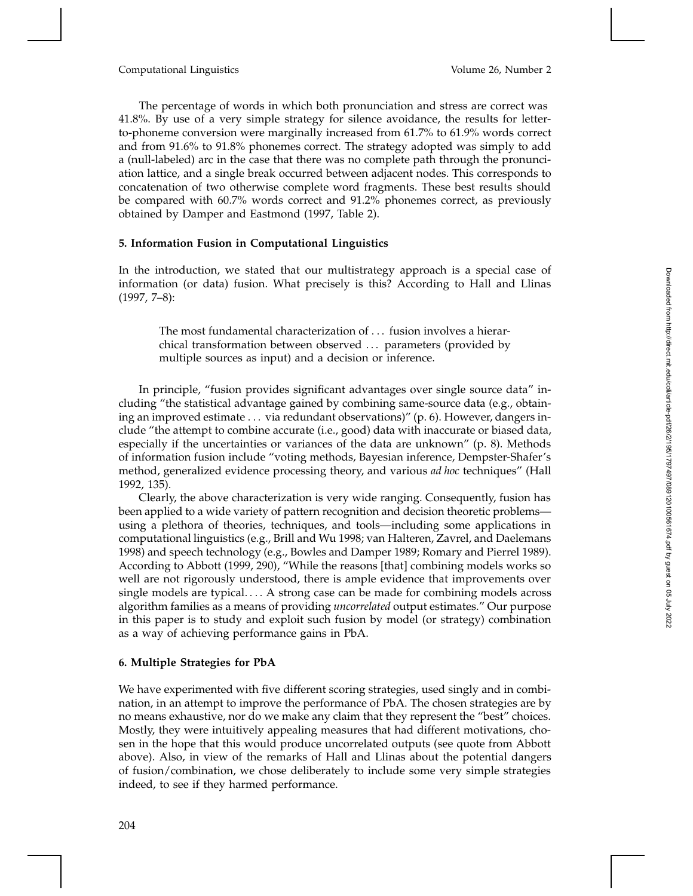The percentage of words in which both pronunciation and stress are correct was 41.8%. By use of a very simple strategy for silence avoidance, the results for letter-to-phoneme conversion were marginally increased from 61.7% to 61.9% words correct and from 91.6% to 91.8% phonemes correct. The strategy adopted was simply to add a (null-labeled) arc in the case that there was no complete path through the pronunciation lattice, and a single break occurred between adjacent nodes. This corresponds to concatenation of two otherwise complete word fragments. These best results should be compared with 60.7% words correct and 91.2% phonemes correct, as previously obtained by Damper and Eastmond (1997, Table 2).

## 5. Information Fusion in Computational Linguistics

In the introduction, we stated that our multistrategy approach is a special case of information (or data) fusion. What precisely is this? According to Hall and Llinas (1997, 7–8):

> The most fundamental characterization of ... fusion involves a hierarchical transformation between observed ... parameters (provided by multiple sources as input) and a decision or inference.

In principle, "fusion provides significant advantages over single source data" including "the statistical advantage gained by combining same-source data (e.g., obtaining an improved estimate ... via redundant observations)" (p. 6). However, dangers include "the attempt to combine accurate (i.e., good) data with inaccurate or biased data, especially if the uncertainties or variances of the data are unknown" (p. 8). Methods of information fusion include "voting methods, Bayesian inference, Dempster-Shafer's method, generalized evidence processing theory, and various *ad hoc* techniques" (Hall 1992, 135).

Clearly, the above characterization is very wide ranging. Consequently, fusion has been applied to a wide variety of pattern recognition and decision theoretic problems—using a plethora of theories, techniques, and tools—including some applications in computational linguistics (e.g., Brill and Wu 1998; van Halteren, Zavrel, and Daelemans 1998) and speech technology (e.g., Bowles and Damper 1989; Romary and Pierrel 1989). According to Abbott (1999, 290), "While the reasons [that] combining models works so well are not rigorously understood, there is ample evidence that improvements over single models are typical.... A strong case can be made for combining models across algorithm families as a means of providing *uncorrelated* output estimates." Our purpose in this paper is to study and exploit such fusion by model (or strategy) combination as a way of achieving performance gains in PbA.

## 6. Multiple Strategies for PbA

We have experimented with five different scoring strategies, used singly and in combination, in an attempt to improve the performance of PbA. The chosen strategies are by no means exhaustive, nor do we make any claim that they represent the "best" choices. Mostly, they were intuitively appealing measures that had different motivations, chosen in the hope that this would produce uncorrelated outputs (see quote from Abbott above). Also, in view of the remarks of Hall and Llinas about the potential dangers of fusion/combination, we chose deliberately to include some very simple strategies indeed, to see if they harmed performance.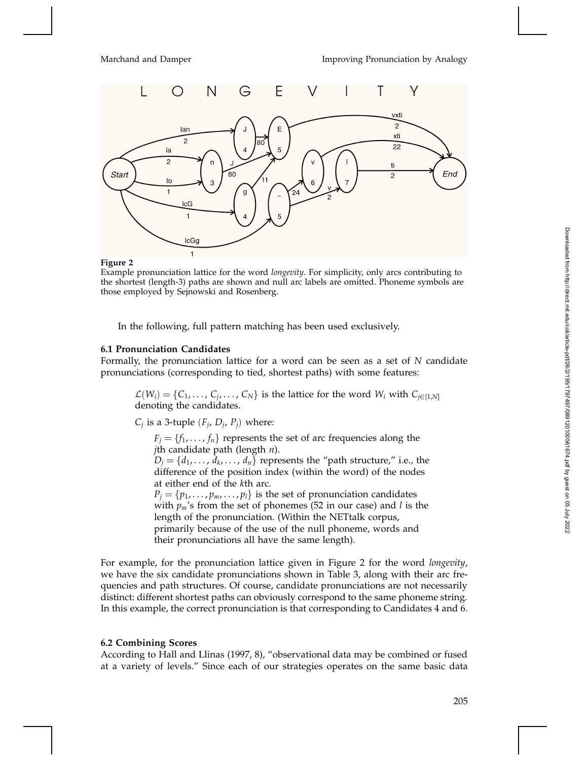**Figure 2**
Example pronunciation lattice for the word *longevity*. For simplicity, only arcs contributing to the shortest (length-3) paths are shown and null arc labels are omitted. Phoneme symbols are those employed by Sejnowski and Rosenberg.

In the following, full pattern matching has been used exclusively.

### 6.1 Pronunciation Candidates

Formally, the pronunciation lattice for a word can be seen as a set of $N$ candidate pronunciations (corresponding to tied, shortest paths) with some features:

> $\mathcal{L}(W_i) = \{C_1, \ldots, C_j, \ldots, C_N\}$ is the lattice for the word $W_i$ with $C_{j \in [1,N]}$ denoting the candidates.
>
> $C_j$ is a 3-tuple $(F_j, D_j, P_j)$ where:
>
> > $F_j = \{f_1, \ldots, f_n\}$ represents the set of arc frequencies along the $j$th candidate path (length $n$).
> >
> > $D_j = \{d_1, \ldots, d_k, \ldots, d_n\}$ represents the "path structure," i.e., the difference of the position index (within the word) of the nodes at either end of the $k$th arc.
> >
> > $P_j = \{p_1, \ldots, p_m, \ldots, p_l\}$ is the set of pronunciation candidates with $p_m$'s from the set of phonemes (52 in our case) and $l$ is the length of the pronunciation. (Within the NETtalk corpus, primarily because of the use of the null phoneme, words and their pronunciations all have the same length).

For example, for the pronunciation lattice given in Figure 2 for the word *longevity*, we have the six candidate pronunciations shown in Table 3, along with their arc frequencies and path structures. Of course, candidate pronunciations are not necessarily distinct: different shortest paths can obviously correspond to the same phoneme string. In this example, the correct pronunciation is that corresponding to Candidates 4 and 6.

### 6.2 Combining Scores

According to Hall and Llinas (1997, 8), "observational data may be combined or fused at a variety of levels." Since each of our strategies operates on the same basic data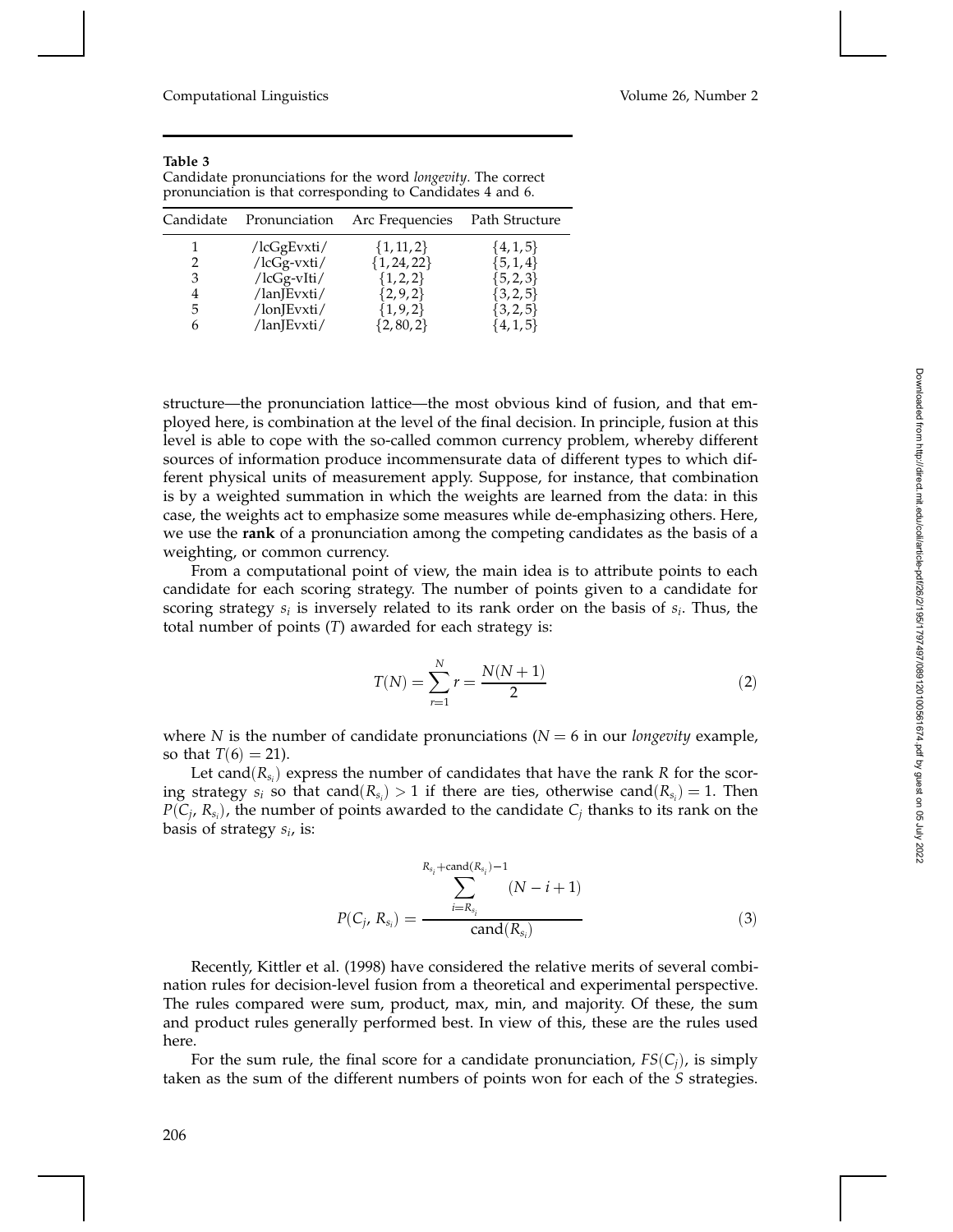**Table 3**
Candidate pronunciations for the word *longevity*. The correct pronunciation is that corresponding to Candidates 4 and 6.

| Candidate | Pronunciation | Arc Frequencies | Path Structure |
|---|---|---|---|
| 1 | /lcGgEvxti/ | $\{1, 11, 2\}$ | $\{4, 1, 5\}$ |
| 2 | /lcGg-vxti/ | $\{1, 24, 22\}$ | $\{5, 1, 4\}$ |
| 3 | /lcGg-vIti/ | $\{1, 2, 2\}$ | $\{5, 2, 3\}$ |
| 4 | /lanJEvxti/ | $\{2, 9, 2\}$ | $\{3, 2, 5\}$ |
| 5 | /lonJEvxti/ | $\{1, 9, 2\}$ | $\{3, 2, 5\}$ |
| 6 | /lanJEvxti/ | $\{2, 80, 2\}$ | $\{4, 1, 5\}$ |

structure—the pronunciation lattice—the most obvious kind of fusion, and that employed here, is combination at the level of the final decision. In principle, fusion at this level is able to cope with the so-called common currency problem, whereby different sources of information produce incommensurate data of different types to which different physical units of measurement apply. Suppose, for instance, that combination is by a weighted summation in which the weights are learned from the data: in this case, the weights act to emphasize some measures while de-emphasizing others. Here, we use the **rank** of a pronunciation among the competing candidates as the basis of a weighting, or common currency.

From a computational point of view, the main idea is to attribute points to each candidate for each scoring strategy. The number of points given to a candidate for scoring strategy $s_i$ is inversely related to its rank order on the basis of $s_i$. Thus, the total number of points ($T$) awarded for each strategy is:

$$T(N) = \sum_{r=1}^{N} r = \frac{N(N+1)}{2} \tag{2}$$

where $N$ is the number of candidate pronunciations ($N = 6$ in our *longevity* example, so that $T(6) = 21$).

Let $\text{cand}(R_{s_i})$ express the number of candidates that have the rank $R$ for the scoring strategy $s_i$ so that $\text{cand}(R_{s_i}) > 1$ if there are ties, otherwise $\text{cand}(R_{s_i}) = 1$. Then $P(C_j, R_{s_i})$, the number of points awarded to the candidate $C_j$ thanks to its rank on the basis of strategy $s_i$, is:

$$P(C_j, R_{s_i}) = \frac{\displaystyle\sum_{i=R_{s_i}}^{R_{s_i}+\text{cand}(R_{s_i})-1} (N - i + 1)}{\text{cand}(R_{s_i})} \tag{3}$$

Recently, Kittler et al. (1998) have considered the relative merits of several combination rules for decision-level fusion from a theoretical and experimental perspective. The rules compared were sum, product, max, min, and majority. Of these, the sum and product rules generally performed best. In view of this, these are the rules used here.

For the sum rule, the final score for a candidate pronunciation, $FS(C_j)$, is simply taken as the sum of the different numbers of points won for each of the $S$ strategies.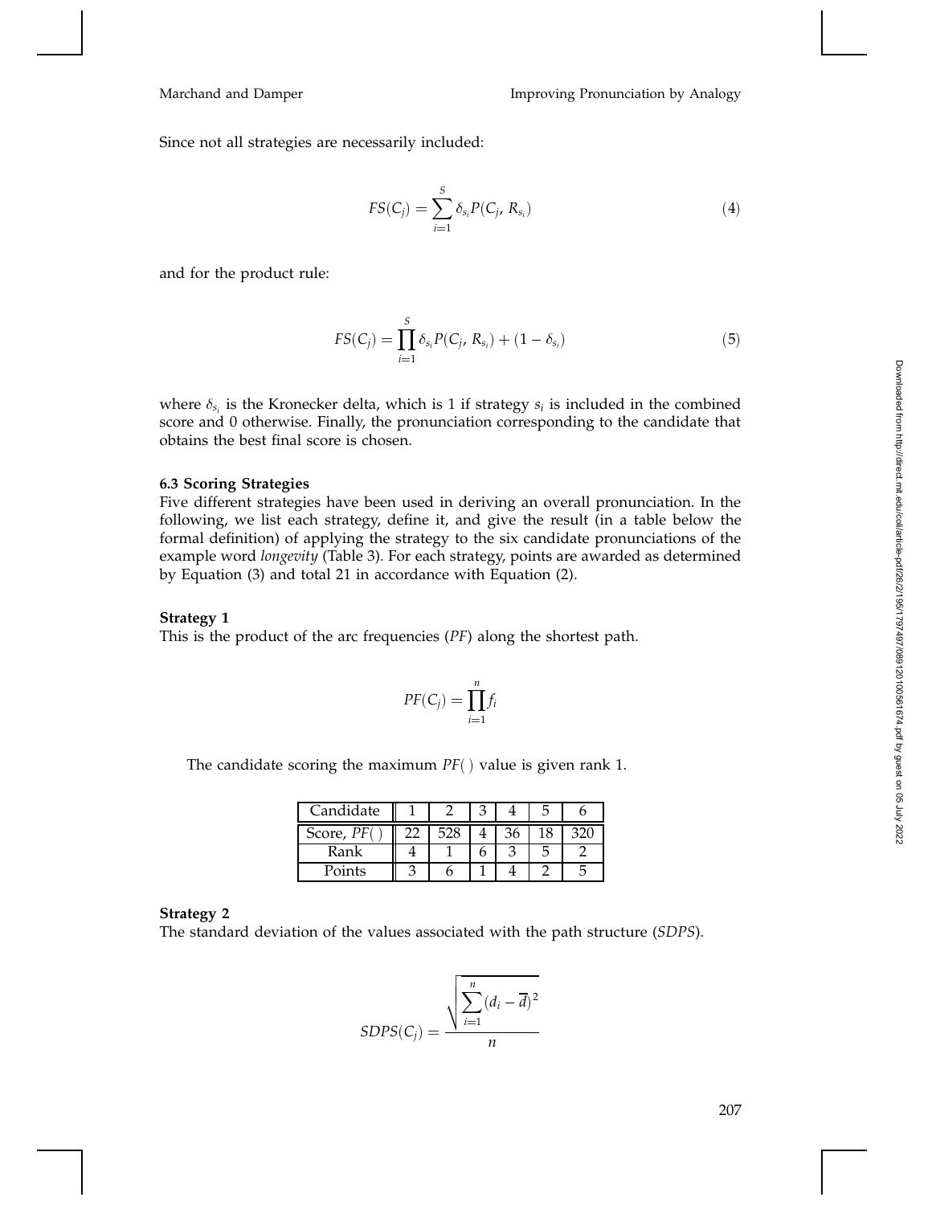Since not all strategies are necessarily included:

$$FS(C_j) = \sum_{i=1}^{S} \delta_{s_i} P(C_j, R_{s_i}) \tag{4}$$

and for the product rule:

$$FS(C_j) = \prod_{i=1}^{S} \delta_{s_i} P(C_j, R_{s_i}) + (1 - \delta_{s_i}) \tag{5}$$

where $\delta_{s_i}$ is the Kronecker delta, which is 1 if strategy $s_i$ is included in the combined score and 0 otherwise. Finally, the pronunciation corresponding to the candidate that obtains the best final score is chosen.

### 6.3 Scoring Strategies

Five different strategies have been used in deriving an overall pronunciation. In the following, we list each strategy, define it, and give the result (in a table below the formal definition) of applying the strategy to the six candidate pronunciations of the example word *longevity* (Table 3). For each strategy, points are awarded as determined by Equation (3) and total 21 in accordance with Equation (2).

**Strategy 1**

This is the product of the arc frequencies (*PF*) along the shortest path.

$$PF(C_j) = \prod_{i=1}^{n} f_i$$

The candidate scoring the maximum *PF*( ) value is given rank 1.

| Candidate | 1 | 2 | 3 | 4 | 5 | 6 |
|---|---|---|---|---|---|---|
| Score, *PF*( ) | 22 | 528 | 4 | 36 | 18 | 320 |
| Rank | 4 | 1 | 6 | 3 | 5 | 2 |
| Points | 3 | 6 | 1 | 4 | 2 | 5 |

**Strategy 2**

The standard deviation of the values associated with the path structure (*SDPS*).

$$SDPS(C_j) = \frac{\sqrt{\sum_{i=1}^{n} (d_i - \overline{d})^2}}{n}$$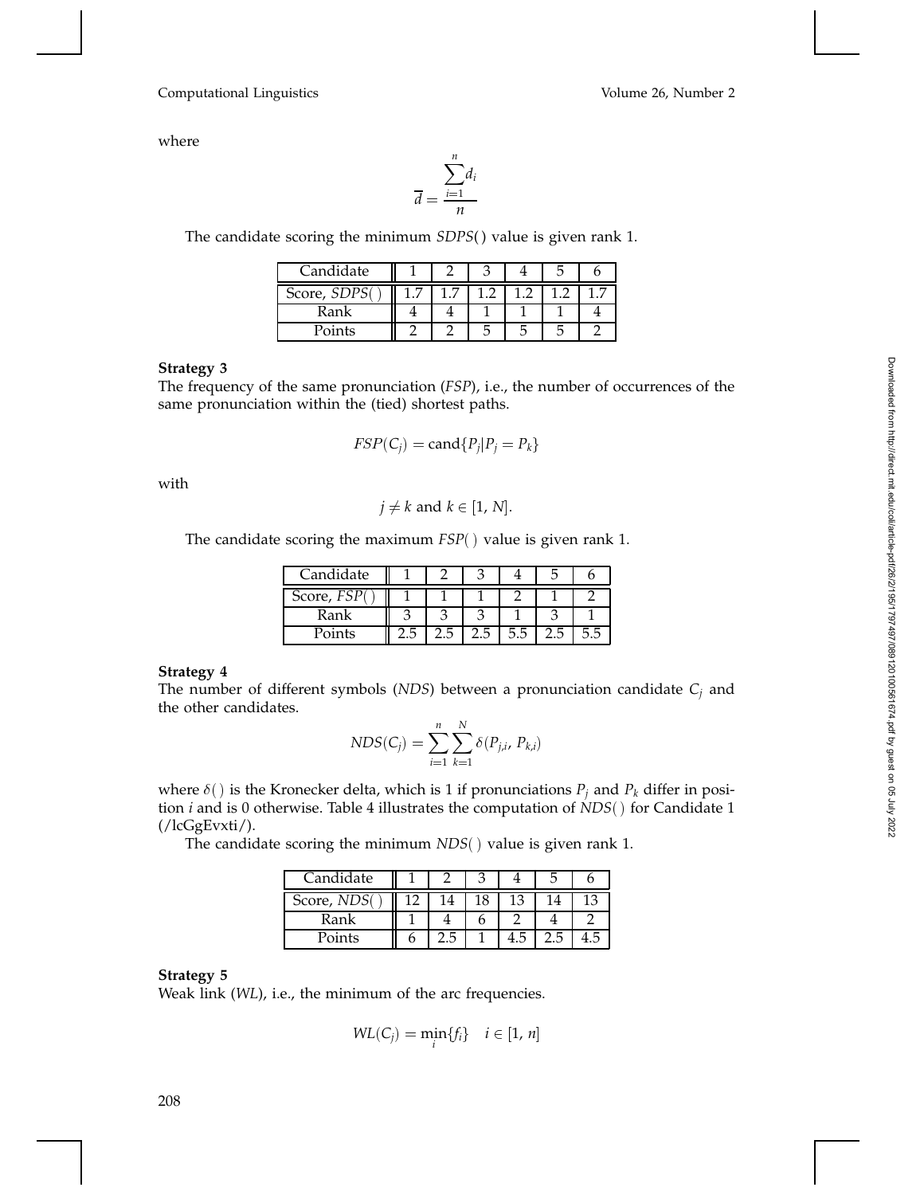where

$$\overline{d} = \frac{\sum_{i=1}^{n} d_i}{n}$$

The candidate scoring the minimum *SDPS*( ) value is given rank 1.

| Candidate | 1 | 2 | 3 | 4 | 5 | 6 |
|---|---|---|---|---|---|---|
| Score, *SDPS*( ) | 1.7 | 1.7 | 1.2 | 1.2 | 1.2 | 1.7 |
| Rank | 4 | 4 | 1 | 1 | 1 | 4 |
| Points | 2 | 2 | 5 | 5 | 5 | 2 |

**Strategy 3**
The frequency of the same pronunciation (*FSP*), i.e., the number of occurrences of the same pronunciation within the (tied) shortest paths.

$$FSP(C_j) = \text{cand}\{P_j | P_j = P_k\}$$

with

$$j \neq k \text{ and } k \in [1, N].$$

The candidate scoring the maximum *FSP*( ) value is given rank 1.

| Candidate | 1 | 2 | 3 | 4 | 5 | 6 |
|---|---|---|---|---|---|---|
| Score, *FSP*( ) | 1 | 1 | 1 | 2 | 1 | 2 |
| Rank | 3 | 3 | 3 | 1 | 3 | 1 |
| Points | 2.5 | 2.5 | 2.5 | 5.5 | 2.5 | 5.5 |

**Strategy 4**
The number of different symbols (*NDS*) between a pronunciation candidate $C_j$ and the other candidates.

$$NDS(C_j) = \sum_{i=1}^{n} \sum_{k=1}^{N} \delta(P_{j,i}, P_{k,i})$$

where $\delta()$ is the Kronecker delta, which is 1 if pronunciations $P_j$ and $P_k$ differ in position $i$ and is 0 otherwise. Table 4 illustrates the computation of *NDS*( ) for Candidate 1 (/lcGgEvxti/).

The candidate scoring the minimum *NDS*( ) value is given rank 1.

| Candidate | 1 | 2 | 3 | 4 | 5 | 6 |
|---|---|---|---|---|---|---|
| Score, *NDS*( ) | 12 | 14 | 18 | 13 | 14 | 13 |
| Rank | 1 | 4 | 6 | 2 | 4 | 2 |
| Points | 6 | 2.5 | 1 | 4.5 | 2.5 | 4.5 |

**Strategy 5**
Weak link (*WL*), i.e., the minimum of the arc frequencies.

$$WL(C_j) = \min_i \{f_i\} \quad i \in [1, n]$$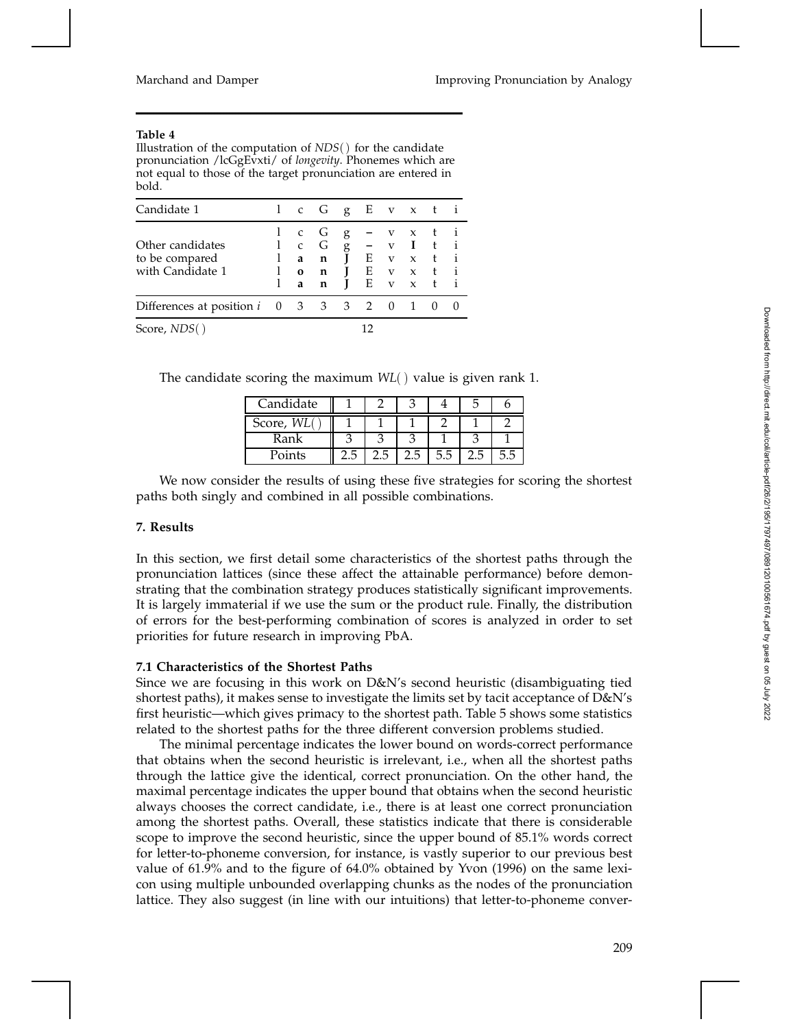**Table 4**

Illustration of the computation of *NDS*( ) for the candidate pronunciation /lcGgEvxti/ of *longevity*. Phonemes which are not equal to those of the target pronunciation are entered in bold.

| Candidate 1 | l | c | G | g | E | v | x | t | i |
|---|---|---|---|---|---|---|---|---|---|
| Other candidates to be compared with Candidate 1 | l | c | G | g | – | v | x | t | i |
| | l | c | G | g | – | v | **I** | t | i |
| | l | **a** | **n** | **J** | E | v | x | t | i |
| | l | **o** | **n** | **J** | E | v | x | t | i |
| | l | **a** | **n** | **J** | E | v | x | t | i |
| Differences at position $i$ | 0 | 3 | 3 | 3 | 2 | 0 | 1 | 0 | 0 |
| Score, *NDS*( ) | | | | | 12 | | | | |

The candidate scoring the maximum *WL*( ) value is given rank 1.

| Candidate | 1 | 2 | 3 | 4 | 5 | 6 |
|---|---|---|---|---|---|---|
| Score, *WL*( ) | 1 | 1 | 1 | 2 | 1 | 2 |
| Rank | 3 | 3 | 3 | 1 | 3 | 1 |
| Points | 2.5 | 2.5 | 2.5 | 5.5 | 2.5 | 5.5 |

We now consider the results of using these five strategies for scoring the shortest paths both singly and combined in all possible combinations.

## 7. Results

In this section, we first detail some characteristics of the shortest paths through the pronunciation lattices (since these affect the attainable performance) before demonstrating that the combination strategy produces statistically significant improvements. It is largely immaterial if we use the sum or the product rule. Finally, the distribution of errors for the best-performing combination of scores is analyzed in order to set priorities for future research in improving PbA.

### 7.1 Characteristics of the Shortest Paths

Since we are focusing in this work on D&N's second heuristic (disambiguating tied shortest paths), it makes sense to investigate the limits set by tacit acceptance of D&N's first heuristic—which gives primacy to the shortest path. Table 5 shows some statistics related to the shortest paths for the three different conversion problems studied.

The minimal percentage indicates the lower bound on words-correct performance that obtains when the second heuristic is irrelevant, i.e., when all the shortest paths through the lattice give the identical, correct pronunciation. On the other hand, the maximal percentage indicates the upper bound that obtains when the second heuristic always chooses the correct candidate, i.e., there is at least one correct pronunciation among the shortest paths. Overall, these statistics indicate that there is considerable scope to improve the second heuristic, since the upper bound of 85.1% words correct for letter-to-phoneme conversion, for instance, is vastly superior to our previous best value of 61.9% and to the figure of 64.0% obtained by Yvon (1996) on the same lexicon using multiple unbounded overlapping chunks as the nodes of the pronunciation lattice. They also suggest (in line with our intuitions) that letter-to-phoneme conver-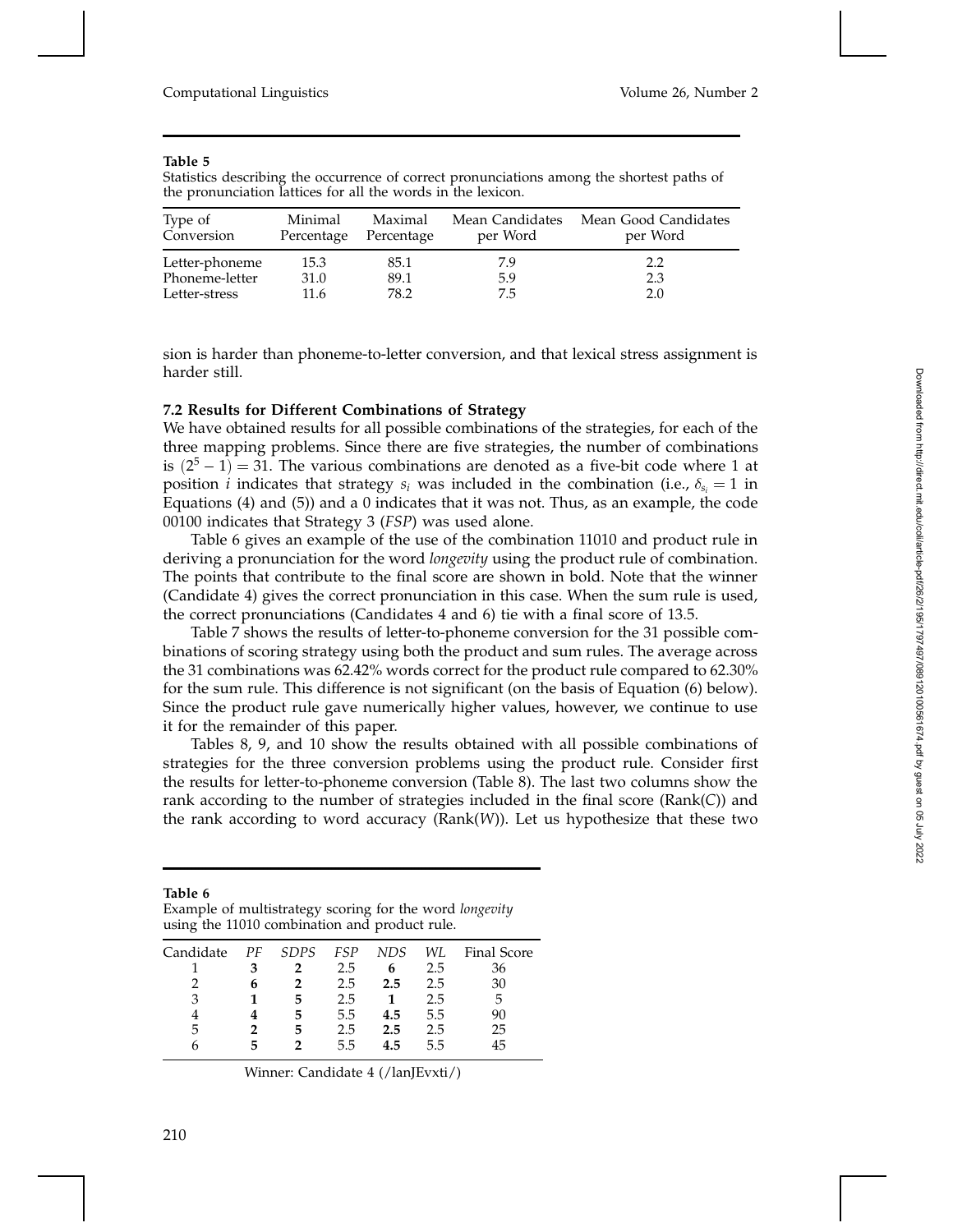**Table 5**
Statistics describing the occurrence of correct pronunciations among the shortest paths of the pronunciation lattices for all the words in the lexicon.

| Type of Conversion | Minimal Percentage | Maximal Percentage | Mean Candidates per Word | Mean Good Candidates per Word |
|---|---|---|---|---|
| Letter-phoneme | 15.3 | 85.1 | 7.9 | 2.2 |
| Phoneme-letter | 31.0 | 89.1 | 5.9 | 2.3 |
| Letter-stress | 11.6 | 78.2 | 7.5 | 2.0 |

sion is harder than phoneme-to-letter conversion, and that lexical stress assignment is harder still.

### 7.2 Results for Different Combinations of Strategy

We have obtained results for all possible combinations of the strategies, for each of the three mapping problems. Since there are five strategies, the number of combinations is $(2^5 - 1) = 31$. The various combinations are denoted as a five-bit code where 1 at position $i$ indicates that strategy $s_i$ was included in the combination (i.e., $\delta_{s_i} = 1$ in Equations (4) and (5)) and a 0 indicates that it was not. Thus, as an example, the code 00100 indicates that Strategy 3 (*FSP*) was used alone.

Table 6 gives an example of the use of the combination 11010 and product rule in deriving a pronunciation for the word *longevity* using the product rule of combination. The points that contribute to the final score are shown in bold. Note that the winner (Candidate 4) gives the correct pronunciation in this case. When the sum rule is used, the correct pronunciations (Candidates 4 and 6) tie with a final score of 13.5.

Table 7 shows the results of letter-to-phoneme conversion for the 31 possible combinations of scoring strategy using both the product and sum rules. The average across the 31 combinations was 62.42% words correct for the product rule compared to 62.30% for the sum rule. This difference is not significant (on the basis of Equation (6) below). Since the product rule gave numerically higher values, however, we continue to use it for the remainder of this paper.

Tables 8, 9, and 10 show the results obtained with all possible combinations of strategies for the three conversion problems using the product rule. Consider first the results for letter-to-phoneme conversion (Table 8). The last two columns show the rank according to the number of strategies included in the final score (Rank($C$)) and the rank according to word accuracy (Rank($W$)). Let us hypothesize that these two

**Table 6**
Example of multistrategy scoring for the word *longevity* using the 11010 combination and product rule.

| Candidate | *PF* | *SDPS* | *FSP* | *NDS* | *WL* | Final Score |
|---|---|---|---|---|---|---|
| 1 | **3** | **2** | 2.5 | **6** | 2.5 | 36 |
| 2 | **6** | **2** | 2.5 | **2.5** | 2.5 | 30 |
| 3 | **1** | **5** | 2.5 | **1** | 2.5 | 5 |
| 4 | **4** | **5** | 5.5 | **4.5** | 5.5 | 90 |
| 5 | **2** | **5** | 2.5 | **2.5** | 2.5 | 25 |
| 6 | **5** | **2** | 5.5 | **4.5** | 5.5 | 45 |

Winner: Candidate 4 (/lanJEvxti/)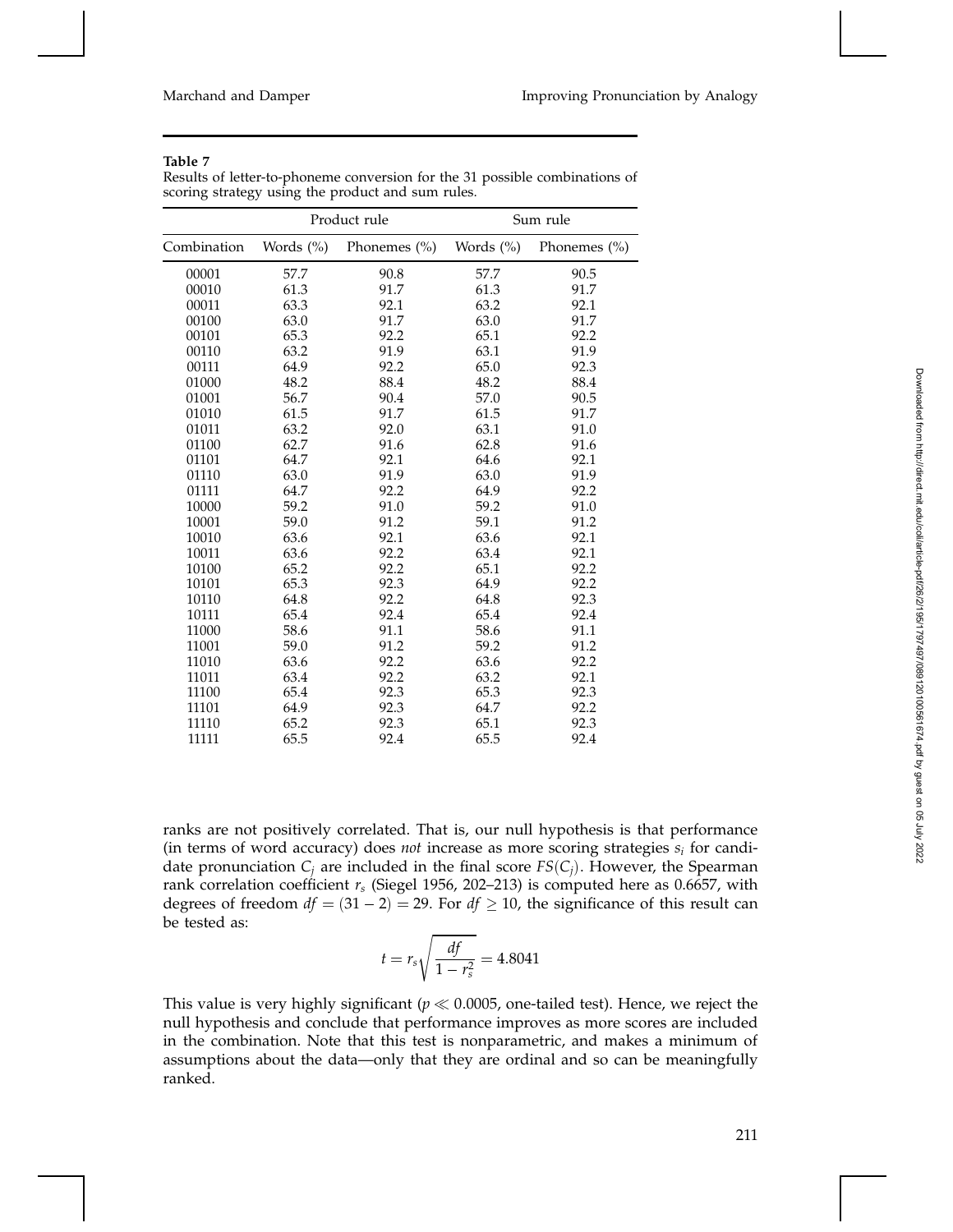**Table 7**
Results of letter-to-phoneme conversion for the 31 possible combinations of scoring strategy using the product and sum rules.

| | Product rule | | Sum rule | |
|---|---|---|---|---|
| Combination | Words (%) | Phonemes (%) | Words (%) | Phonemes (%) |
| 00001 | 57.7 | 90.8 | 57.7 | 90.5 |
| 00010 | 61.3 | 91.7 | 61.3 | 91.7 |
| 00011 | 63.3 | 92.1 | 63.2 | 92.1 |
| 00100 | 63.0 | 91.7 | 63.0 | 91.7 |
| 00101 | 65.3 | 92.2 | 65.1 | 92.2 |
| 00110 | 63.2 | 91.9 | 63.1 | 91.9 |
| 00111 | 64.9 | 92.2 | 65.0 | 92.3 |
| 01000 | 48.2 | 88.4 | 48.2 | 88.4 |
| 01001 | 56.7 | 90.4 | 57.0 | 90.5 |
| 01010 | 61.5 | 91.7 | 61.5 | 91.7 |
| 01011 | 63.2 | 92.0 | 63.1 | 91.0 |
| 01100 | 62.7 | 91.6 | 62.8 | 91.6 |
| 01101 | 64.7 | 92.1 | 64.6 | 92.1 |
| 01110 | 63.0 | 91.9 | 63.0 | 91.9 |
| 01111 | 64.7 | 92.2 | 64.9 | 92.2 |
| 10000 | 59.2 | 91.0 | 59.2 | 91.0 |
| 10001 | 59.0 | 91.2 | 59.1 | 91.2 |
| 10010 | 63.6 | 92.1 | 63.6 | 92.1 |
| 10011 | 63.6 | 92.2 | 63.4 | 92.1 |
| 10100 | 65.2 | 92.2 | 65.1 | 92.2 |
| 10101 | 65.3 | 92.3 | 64.9 | 92.2 |
| 10110 | 64.8 | 92.2 | 64.8 | 92.3 |
| 10111 | 65.4 | 92.4 | 65.4 | 92.4 |
| 11000 | 58.6 | 91.1 | 58.6 | 91.1 |
| 11001 | 59.0 | 91.2 | 59.2 | 91.2 |
| 11010 | 63.6 | 92.2 | 63.6 | 92.2 |
| 11011 | 63.4 | 92.2 | 63.2 | 92.1 |
| 11100 | 65.4 | 92.3 | 65.3 | 92.3 |
| 11101 | 64.9 | 92.3 | 64.7 | 92.2 |
| 11110 | 65.2 | 92.3 | 65.1 | 92.3 |
| 11111 | 65.5 | 92.4 | 65.5 | 92.4 |

ranks are not positively correlated. That is, our null hypothesis is that performance (in terms of word accuracy) does *not* increase as more scoring strategies $s_i$ for candidate pronunciation $C_j$ are included in the final score $FS(C_j)$. However, the Spearman rank correlation coefficient $r_s$ (Siegel 1956, 202–213) is computed here as 0.6657, with degrees of freedom $df = (31 - 2) = 29$. For $df \geq 10$, the significance of this result can be tested as:

$$t = r_s \sqrt{\frac{df}{1 - r_s^2}} = 4.8041$$

This value is very highly significant ($p \ll 0.0005$, one-tailed test). Hence, we reject the null hypothesis and conclude that performance improves as more scores are included in the combination. Note that this test is nonparametric, and makes a minimum of assumptions about the data—only that they are ordinal and so can be meaningfully ranked.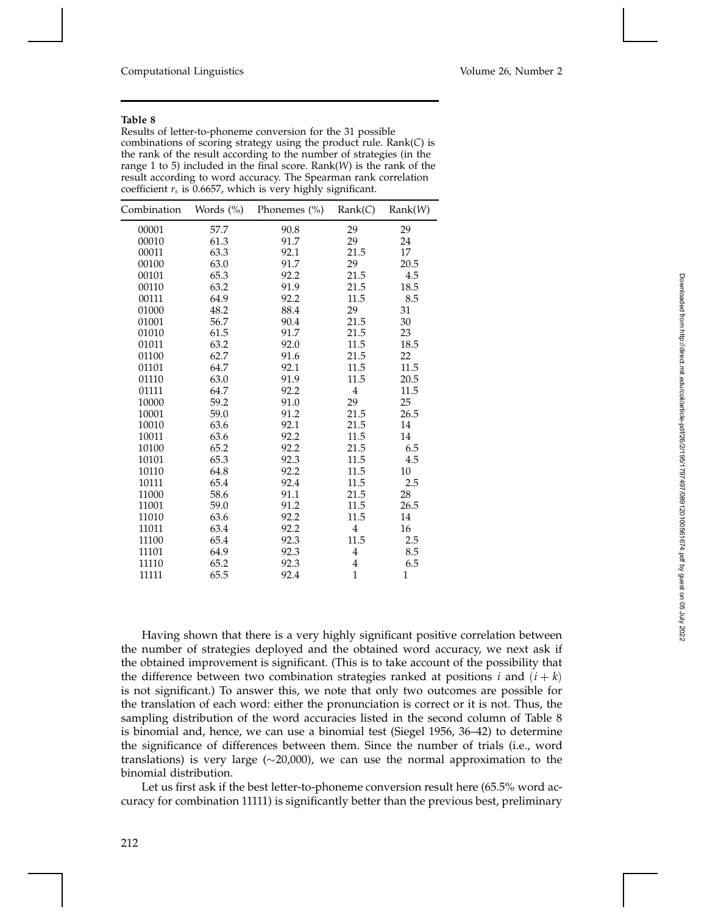**Table 8**
Results of letter-to-phoneme conversion for the 31 possible combinations of scoring strategy using the product rule. Rank($C$) is the rank of the result according to the number of strategies (in the range 1 to 5) included in the final score. Rank($W$) is the rank of the result according to word accuracy. The Spearman rank correlation coefficient $r_s$ is 0.6657, which is very highly significant.

| Combination | Words (%) | Phonemes (%) | Rank($C$) | Rank($W$) |
|---|---|---|---|---|
| 00001 | 57.7 | 90.8 | 29 | 29 |
| 00010 | 61.3 | 91.7 | 29 | 24 |
| 00011 | 63.3 | 92.1 | 21.5 | 17 |
| 00100 | 63.0 | 91.7 | 29 | 20.5 |
| 00101 | 65.3 | 92.2 | 21.5 | 4.5 |
| 00110 | 63.2 | 91.9 | 21.5 | 18.5 |
| 00111 | 64.9 | 92.2 | 11.5 | 8.5 |
| 01000 | 48.2 | 88.4 | 29 | 31 |
| 01001 | 56.7 | 90.4 | 21.5 | 30 |
| 01010 | 61.5 | 91.7 | 21.5 | 23 |
| 01011 | 63.2 | 92.0 | 11.5 | 18.5 |
| 01100 | 62.7 | 91.6 | 21.5 | 22 |
| 01101 | 64.7 | 92.1 | 11.5 | 11.5 |
| 01110 | 63.0 | 91.9 | 11.5 | 20.5 |
| 01111 | 64.7 | 92.2 | 4 | 11.5 |
| 10000 | 59.2 | 91.0 | 29 | 25 |
| 10001 | 59.0 | 91.2 | 21.5 | 26.5 |
| 10010 | 63.6 | 92.1 | 21.5 | 14 |
| 10011 | 63.6 | 92.2 | 11.5 | 14 |
| 10100 | 65.2 | 92.2 | 21.5 | 6.5 |
| 10101 | 65.3 | 92.3 | 11.5 | 4.5 |
| 10110 | 64.8 | 92.2 | 11.5 | 10 |
| 10111 | 65.4 | 92.4 | 11.5 | 2.5 |
| 11000 | 58.6 | 91.1 | 21.5 | 28 |
| 11001 | 59.0 | 91.2 | 11.5 | 26.5 |
| 11010 | 63.6 | 92.2 | 11.5 | 14 |
| 11011 | 63.4 | 92.2 | 4 | 16 |
| 11100 | 65.4 | 92.3 | 11.5 | 2.5 |
| 11101 | 64.9 | 92.3 | 4 | 8.5 |
| 11110 | 65.2 | 92.3 | 4 | 6.5 |
| 11111 | 65.5 | 92.4 | 1 | 1 |

Having shown that there is a very highly significant positive correlation between the number of strategies deployed and the obtained word accuracy, we next ask if the obtained improvement is significant. (This is to take account of the possibility that the difference between two combination strategies ranked at positions $i$ and $(i+k)$ is not significant.) To answer this, we note that only two outcomes are possible for the translation of each word: either the pronunciation is correct or it is not. Thus, the sampling distribution of the word accuracies listed in the second column of Table 8 is binomial and, hence, we can use a binomial test (Siegel 1956, 36–42) to determine the significance of differences between them. Since the number of trials (i.e., word translations) is very large ($\sim$20,000), we can use the normal approximation to the binomial distribution.

Let us first ask if the best letter-to-phoneme conversion result here (65.5% word accuracy for combination 11111) is significantly better than the previous best, preliminary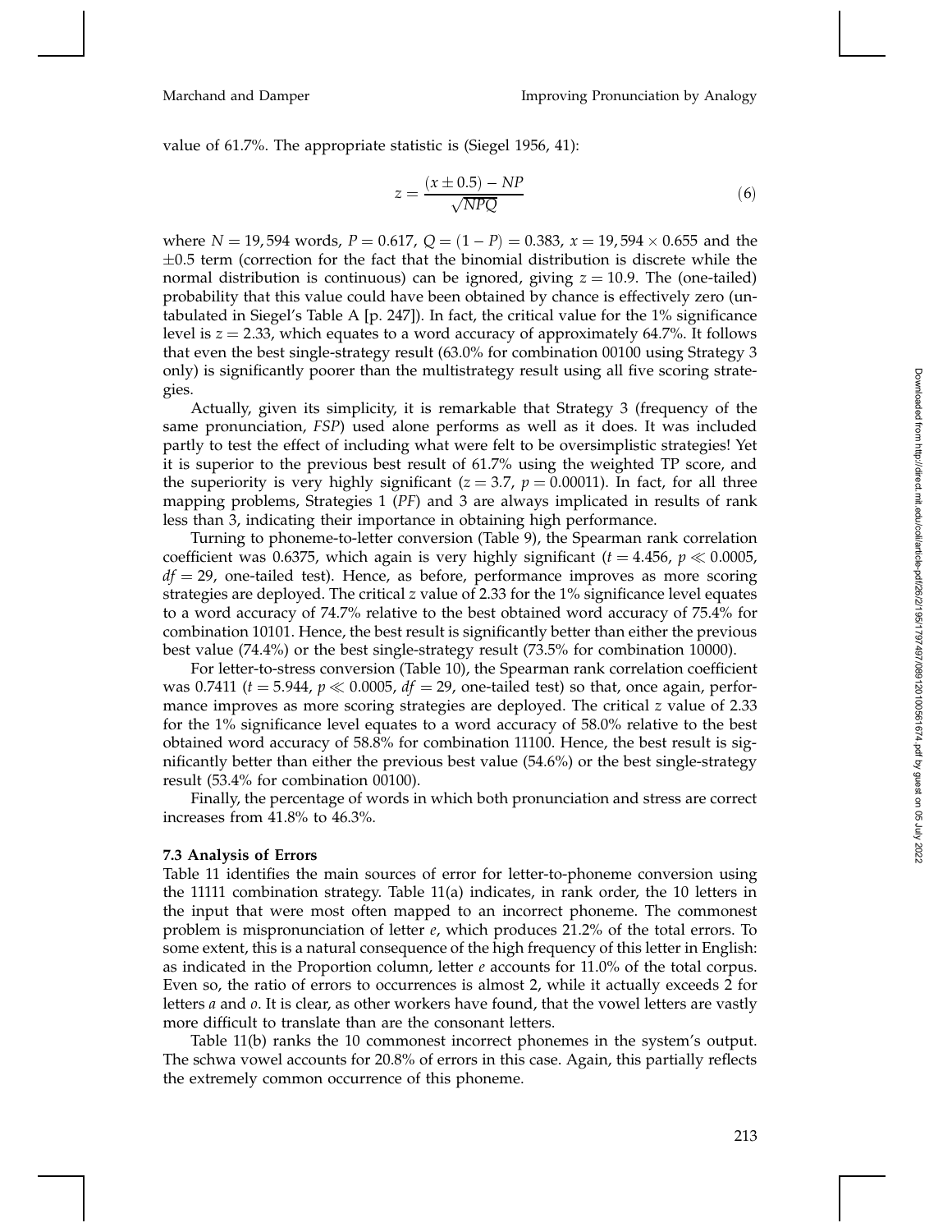value of 61.7%. The appropriate statistic is (Siegel 1956, 41):

$$z = \frac{(x \pm 0.5) - NP}{\sqrt{NPQ}} \tag{6}$$

where $N = 19,594$ words, $P = 0.617$, $Q = (1 - P) = 0.383$, $x = 19,594 \times 0.655$ and the $\pm 0.5$ term (correction for the fact that the binomial distribution is discrete while the normal distribution is continuous) can be ignored, giving $z = 10.9$. The (one-tailed) probability that this value could have been obtained by chance is effectively zero (untabulated in Siegel's Table A [p. 247]). In fact, the critical value for the 1% significance level is $z = 2.33$, which equates to a word accuracy of approximately 64.7%. It follows that even the best single-strategy result (63.0% for combination 00100 using Strategy 3 only) is significantly poorer than the multistrategy result using all five scoring strategies.

Actually, given its simplicity, it is remarkable that Strategy 3 (frequency of the same pronunciation, *FSP*) used alone performs as well as it does. It was included partly to test the effect of including what were felt to be oversimplistic strategies! Yet it is superior to the previous best result of 61.7% using the weighted TP score, and the superiority is very highly significant ($z = 3.7$, $p = 0.00011$). In fact, for all three mapping problems, Strategies 1 (*PF*) and 3 are always implicated in results of rank less than 3, indicating their importance in obtaining high performance.

Turning to phoneme-to-letter conversion (Table 9), the Spearman rank correlation coefficient was 0.6375, which again is very highly significant ($t = 4.456$, $p \ll 0.0005$, $df = 29$, one-tailed test). Hence, as before, performance improves as more scoring strategies are deployed. The critical $z$ value of 2.33 for the 1% significance level equates to a word accuracy of 74.7% relative to the best obtained word accuracy of 75.4% for combination 10101. Hence, the best result is significantly better than either the previous best value (74.4%) or the best single-strategy result (73.5% for combination 10000).

For letter-to-stress conversion (Table 10), the Spearman rank correlation coefficient was 0.7411 ($t = 5.944$, $p \ll 0.0005$, $df = 29$, one-tailed test) so that, once again, performance improves as more scoring strategies are deployed. The critical $z$ value of 2.33 for the 1% significance level equates to a word accuracy of 58.0% relative to the best obtained word accuracy of 58.8% for combination 11100. Hence, the best result is significantly better than either the previous best value (54.6%) or the best single-strategy result (53.4% for combination 00100).

Finally, the percentage of words in which both pronunciation and stress are correct increases from 41.8% to 46.3%.

### 7.3 Analysis of Errors

Table 11 identifies the main sources of error for letter-to-phoneme conversion using the 11111 combination strategy. Table 11(a) indicates, in rank order, the 10 letters in the input that were most often mapped to an incorrect phoneme. The commonest problem is mispronunciation of letter *e*, which produces 21.2% of the total errors. To some extent, this is a natural consequence of the high frequency of this letter in English: as indicated in the Proportion column, letter *e* accounts for 11.0% of the total corpus. Even so, the ratio of errors to occurrences is almost 2, while it actually exceeds 2 for letters *a* and *o*. It is clear, as other workers have found, that the vowel letters are vastly more difficult to translate than are the consonant letters.

Table 11(b) ranks the 10 commonest incorrect phonemes in the system's output. The schwa vowel accounts for 20.8% of errors in this case. Again, this partially reflects the extremely common occurrence of this phoneme.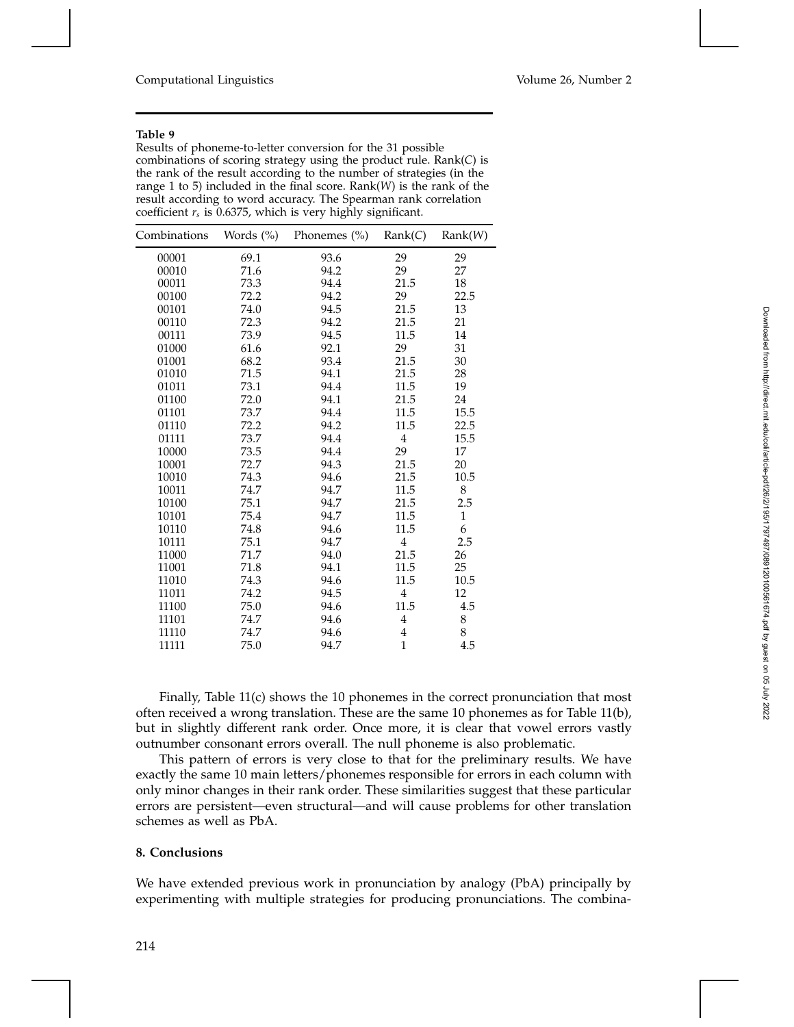**Table 9**

Results of phoneme-to-letter conversion for the 31 possible combinations of scoring strategy using the product rule. Rank($C$) is the rank of the result according to the number of strategies (in the range 1 to 5) included in the final score. Rank($W$) is the rank of the result according to word accuracy. The Spearman rank correlation coefficient $r_s$ is 0.6375, which is very highly significant.

| Combinations | Words (%) | Phonemes (%) | Rank($C$) | Rank($W$) |
|---|---|---|---|---|
| 00001 | 69.1 | 93.6 | 29 | 29 |
| 00010 | 71.6 | 94.2 | 29 | 27 |
| 00011 | 73.3 | 94.4 | 21.5 | 18 |
| 00100 | 72.2 | 94.2 | 29 | 22.5 |
| 00101 | 74.0 | 94.5 | 21.5 | 13 |
| 00110 | 72.3 | 94.2 | 21.5 | 21 |
| 00111 | 73.9 | 94.5 | 11.5 | 14 |
| 01000 | 61.6 | 92.1 | 29 | 31 |
| 01001 | 68.2 | 93.4 | 21.5 | 30 |
| 01010 | 71.5 | 94.1 | 21.5 | 28 |
| 01011 | 73.1 | 94.4 | 11.5 | 19 |
| 01100 | 72.0 | 94.1 | 21.5 | 24 |
| 01101 | 73.7 | 94.4 | 11.5 | 15.5 |
| 01110 | 72.2 | 94.2 | 11.5 | 22.5 |
| 01111 | 73.7 | 94.4 | 4 | 15.5 |
| 10000 | 73.5 | 94.4 | 29 | 17 |
| 10001 | 72.7 | 94.3 | 21.5 | 20 |
| 10010 | 74.3 | 94.6 | 21.5 | 10.5 |
| 10011 | 74.7 | 94.7 | 11.5 | 8 |
| 10100 | 75.1 | 94.7 | 21.5 | 2.5 |
| 10101 | 75.4 | 94.7 | 11.5 | 1 |
| 10110 | 74.8 | 94.6 | 11.5 | 6 |
| 10111 | 75.1 | 94.7 | 4 | 2.5 |
| 11000 | 71.7 | 94.0 | 21.5 | 26 |
| 11001 | 71.8 | 94.1 | 11.5 | 25 |
| 11010 | 74.3 | 94.6 | 11.5 | 10.5 |
| 11011 | 74.2 | 94.5 | 4 | 12 |
| 11100 | 75.0 | 94.6 | 11.5 | 4.5 |
| 11101 | 74.7 | 94.6 | 4 | 8 |
| 11110 | 74.7 | 94.6 | 4 | 8 |
| 11111 | 75.0 | 94.7 | 1 | 4.5 |

Finally, Table 11(c) shows the 10 phonemes in the correct pronunciation that most often received a wrong translation. These are the same 10 phonemes as for Table 11(b), but in slightly different rank order. Once more, it is clear that vowel errors vastly outnumber consonant errors overall. The null phoneme is also problematic.

This pattern of errors is very close to that for the preliminary results. We have exactly the same 10 main letters/phonemes responsible for errors in each column with only minor changes in their rank order. These similarities suggest that these particular errors are persistent—even structural—and will cause problems for other translation schemes as well as PbA.

## 8. Conclusions

We have extended previous work in pronunciation by analogy (PbA) principally by experimenting with multiple strategies for producing pronunciations. The combina-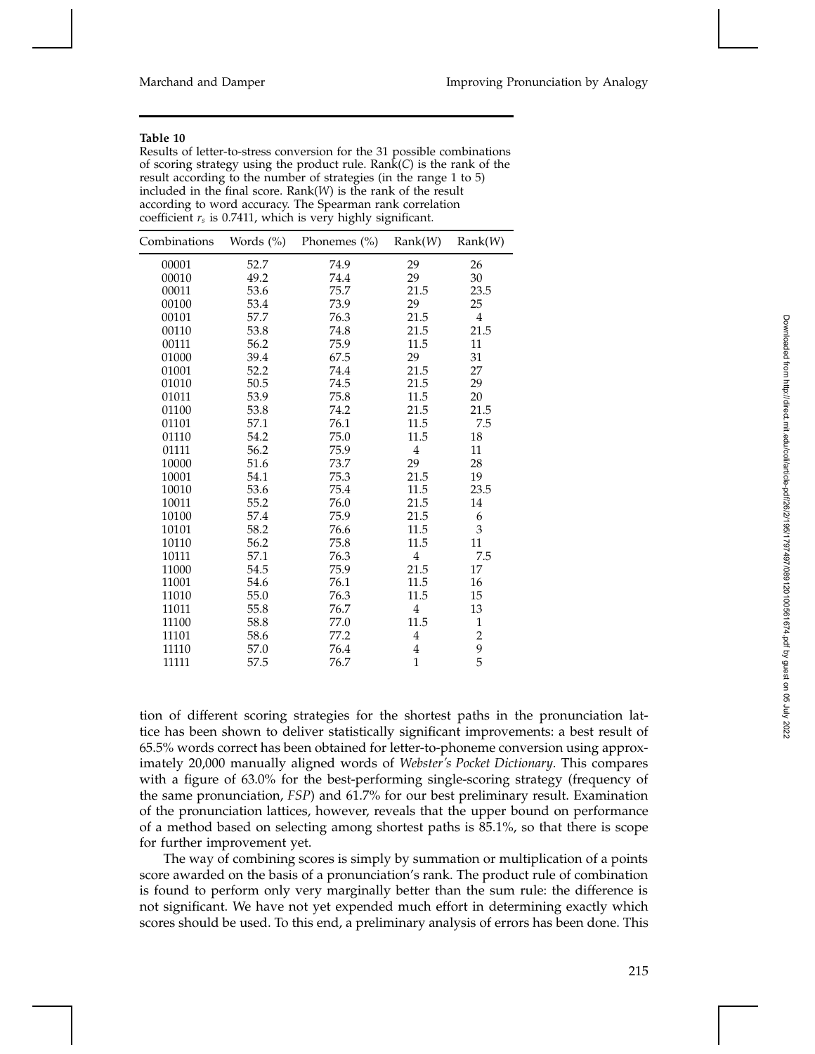**Table 10**
Results of letter-to-stress conversion for the 31 possible combinations of scoring strategy using the product rule. Rank($C$) is the rank of the result according to the number of strategies (in the range 1 to 5) included in the final score. Rank($W$) is the rank of the result according to word accuracy. The Spearman rank correlation coefficient $r_s$ is 0.7411, which is very highly significant.

| Combinations | Words (%) | Phonemes (%) | Rank($W$) | Rank($W$) |
|---|---|---|---|---|
| 00001 | 52.7 | 74.9 | 29 | 26 |
| 00010 | 49.2 | 74.4 | 29 | 30 |
| 00011 | 53.6 | 75.7 | 21.5 | 23.5 |
| 00100 | 53.4 | 73.9 | 29 | 25 |
| 00101 | 57.7 | 76.3 | 21.5 | 4 |
| 00110 | 53.8 | 74.8 | 21.5 | 21.5 |
| 00111 | 56.2 | 75.9 | 11.5 | 11 |
| 01000 | 39.4 | 67.5 | 29 | 31 |
| 01001 | 52.2 | 74.4 | 21.5 | 27 |
| 01010 | 50.5 | 74.5 | 21.5 | 29 |
| 01011 | 53.9 | 75.8 | 11.5 | 20 |
| 01100 | 53.8 | 74.2 | 21.5 | 21.5 |
| 01101 | 57.1 | 76.1 | 11.5 | 7.5 |
| 01110 | 54.2 | 75.0 | 11.5 | 18 |
| 01111 | 56.2 | 75.9 | 4 | 11 |
| 10000 | 51.6 | 73.7 | 29 | 28 |
| 10001 | 54.1 | 75.3 | 21.5 | 19 |
| 10010 | 53.6 | 75.4 | 11.5 | 23.5 |
| 10011 | 55.2 | 76.0 | 21.5 | 14 |
| 10100 | 57.4 | 75.9 | 21.5 | 6 |
| 10101 | 58.2 | 76.6 | 11.5 | 3 |
| 10110 | 56.2 | 75.8 | 11.5 | 11 |
| 10111 | 57.1 | 76.3 | 4 | 7.5 |
| 11000 | 54.5 | 75.9 | 21.5 | 17 |
| 11001 | 54.6 | 76.1 | 11.5 | 16 |
| 11010 | 55.0 | 76.3 | 11.5 | 15 |
| 11011 | 55.8 | 76.7 | 4 | 13 |
| 11100 | 58.8 | 77.0 | 11.5 | 1 |
| 11101 | 58.6 | 77.2 | 4 | 2 |
| 11110 | 57.0 | 76.4 | 4 | 9 |
| 11111 | 57.5 | 76.7 | 1 | 5 |

tion of different scoring strategies for the shortest paths in the pronunciation lattice has been shown to deliver statistically significant improvements: a best result of 65.5% words correct has been obtained for letter-to-phoneme conversion using approximately 20,000 manually aligned words of *Webster's Pocket Dictionary*. This compares with a figure of 63.0% for the best-performing single-scoring strategy (frequency of the same pronunciation, *FSP*) and 61.7% for our best preliminary result. Examination of the pronunciation lattices, however, reveals that the upper bound on performance of a method based on selecting among shortest paths is 85.1%, so that there is scope for further improvement yet.

The way of combining scores is simply by summation or multiplication of a points score awarded on the basis of a pronunciation's rank. The product rule of combination is found to perform only very marginally better than the sum rule: the difference is not significant. We have not yet expended much effort in determining exactly which scores should be used. To this end, a preliminary analysis of errors has been done. This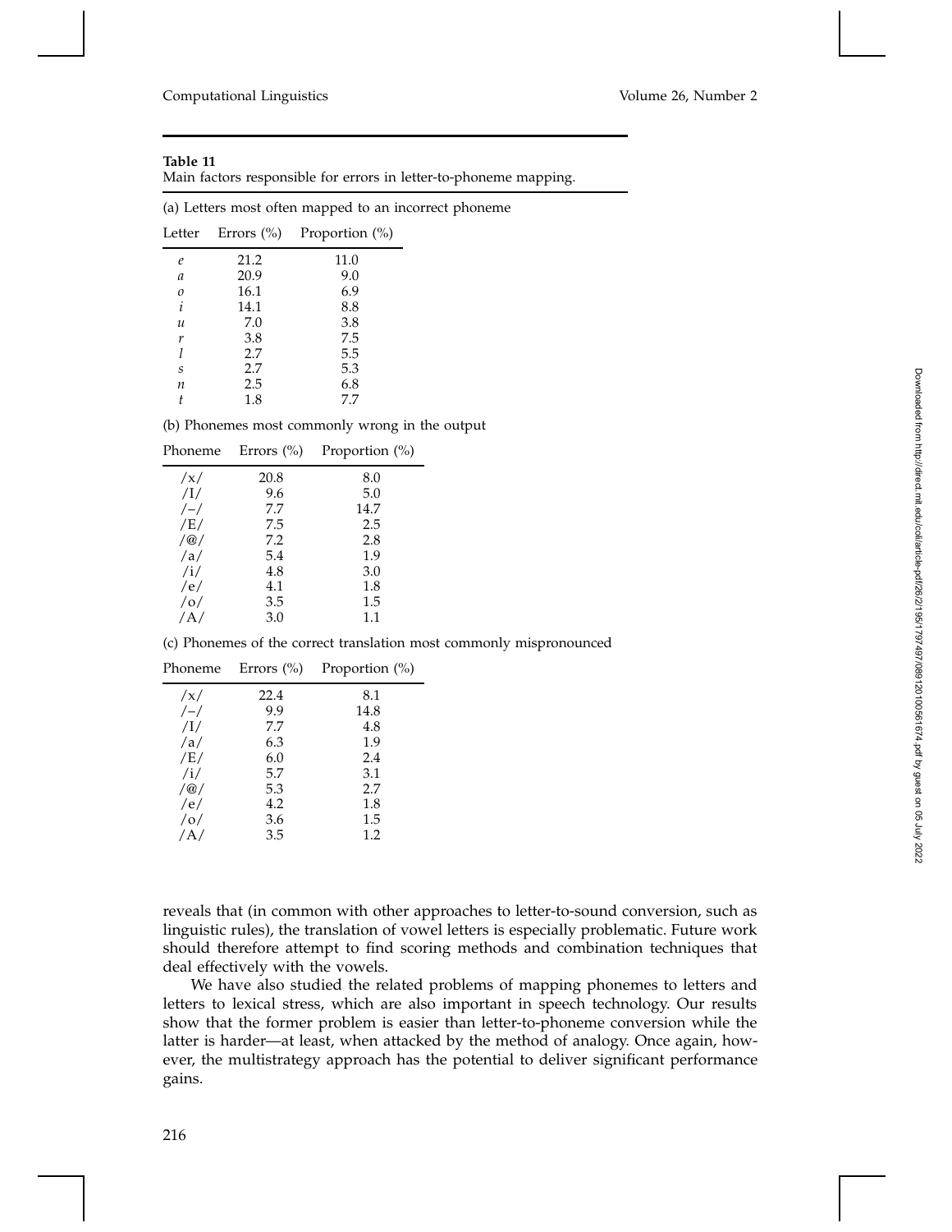**Table 11**
Main factors responsible for errors in letter-to-phoneme mapping.

(a) Letters most often mapped to an incorrect phoneme

| Letter | Errors (%) | Proportion (%) |
|---|---|---|
| *e* | 21.2 | 11.0 |
| *a* | 20.9 | 9.0 |
| *o* | 16.1 | 6.9 |
| *i* | 14.1 | 8.8 |
| *u* | 7.0 | 3.8 |
| *r* | 3.8 | 7.5 |
| *l* | 2.7 | 5.5 |
| *s* | 2.7 | 5.3 |
| *n* | 2.5 | 6.8 |
| *t* | 1.8 | 7.7 |

(b) Phonemes most commonly wrong in the output

| Phoneme | Errors (%) | Proportion (%) |
|---|---|---|
| /x/ | 20.8 | 8.0 |
| /I/ | 9.6 | 5.0 |
| /–/ | 7.7 | 14.7 |
| /E/ | 7.5 | 2.5 |
| /@/ | 7.2 | 2.8 |
| /a/ | 5.4 | 1.9 |
| /i/ | 4.8 | 3.0 |
| /e/ | 4.1 | 1.8 |
| /o/ | 3.5 | 1.5 |
| /A/ | 3.0 | 1.1 |

(c) Phonemes of the correct translation most commonly mispronounced

| Phoneme | Errors (%) | Proportion (%) |
|---|---|---|
| /x/ | 22.4 | 8.1 |
| /–/ | 9.9 | 14.8 |
| /I/ | 7.7 | 4.8 |
| /a/ | 6.3 | 1.9 |
| /E/ | 6.0 | 2.4 |
| /i/ | 5.7 | 3.1 |
| /@/ | 5.3 | 2.7 |
| /e/ | 4.2 | 1.8 |
| /o/ | 3.6 | 1.5 |
| /A/ | 3.5 | 1.2 |

reveals that (in common with other approaches to letter-to-sound conversion, such as linguistic rules), the translation of vowel letters is especially problematic. Future work should therefore attempt to find scoring methods and combination techniques that deal effectively with the vowels.

We have also studied the related problems of mapping phonemes to letters and letters to lexical stress, which are also important in speech technology. Our results show that the former problem is easier than letter-to-phoneme conversion while the latter is harder—at least, when attacked by the method of analogy. Once again, however, the multistrategy approach has the potential to deliver significant performance gains.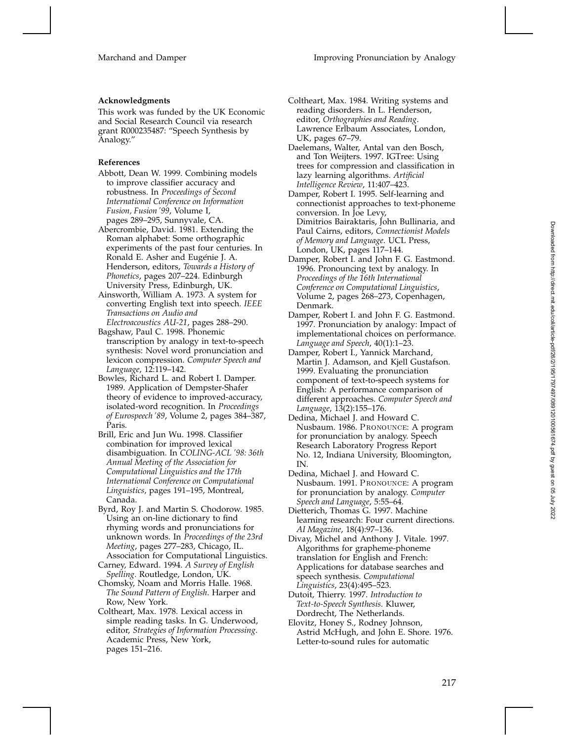### Acknowledgments

This work was funded by the UK Economic and Social Research Council via research grant R000235487: "Speech Synthesis by Analogy."

### References

Abbott, Dean W. 1999. Combining models to improve classifier accuracy and robustness. In *Proceedings of Second International Conference on Information Fusion, Fusion '99*, Volume I, pages 289–295, Sunnyvale, CA.

Abercrombie, David. 1981. Extending the Roman alphabet: Some orthographic experiments of the past four centuries. In Ronald E. Asher and Eugénie J. A. Henderson, editors, *Towards a History of Phonetics*, pages 207–224. Edinburgh University Press, Edinburgh, UK.

Ainsworth, William A. 1973. A system for converting English text into speech. *IEEE Transactions on Audio and Electroacoustics AU-21*, pages 288–290.

Bagshaw, Paul C. 1998. Phonemic transcription by analogy in text-to-speech synthesis: Novel word pronunciation and lexicon compression. *Computer Speech and Language*, 12:119–142.

Bowles, Richard L. and Robert I. Damper. 1989. Application of Dempster-Shafer theory of evidence to improved-accuracy, isolated-word recognition. In *Proceedings of Eurospeech '89*, Volume 2, pages 384–387, Paris.

Brill, Eric and Jun Wu. 1998. Classifier combination for improved lexical disambiguation. In *COLING-ACL '98: 36th Annual Meeting of the Association for Computational Linguistics and the 17th International Conference on Computational Linguistics*, pages 191–195, Montreal, Canada.

Byrd, Roy J. and Martin S. Chodorow. 1985. Using an on-line dictionary to find rhyming words and pronunciations for unknown words. In *Proceedings of the 23rd Meeting*, pages 277–283, Chicago, IL. Association for Computational Linguistics.

Carney, Edward. 1994. *A Survey of English Spelling*. Routledge, London, UK.

Chomsky, Noam and Morris Halle. 1968. *The Sound Pattern of English*. Harper and Row, New York.

Coltheart, Max. 1978. Lexical access in simple reading tasks. In G. Underwood, editor, *Strategies of Information Processing*. Academic Press, New York, pages 151–216.

Coltheart, Max. 1984. Writing systems and reading disorders. In L. Henderson, editor, *Orthographies and Reading*. Lawrence Erlbaum Associates, London, UK, pages 67–79.

Daelemans, Walter, Antal van den Bosch, and Ton Weijters. 1997. IGTree: Using trees for compression and classification in lazy learning algorithms. *Artificial Intelligence Review*, 11:407–423.

Damper, Robert I. 1995. Self-learning and connectionist approaches to text-phoneme conversion. In Joe Levy, Dimitrios Bairaktaris, John Bullinaria, and Paul Cairns, editors, *Connectionist Models of Memory and Language*. UCL Press, London, UK, pages 117–144.

Damper, Robert I. and John F. G. Eastmond. 1996. Pronouncing text by analogy. In *Proceedings of the 16th International Conference on Computational Linguistics*, Volume 2, pages 268–273, Copenhagen, Denmark.

Damper, Robert I. and John F. G. Eastmond. 1997. Pronunciation by analogy: Impact of implementational choices on performance. *Language and Speech*, 40(1):1–23.

Damper, Robert I., Yannick Marchand, Martin J. Adamson, and Kjell Gustafson. 1999. Evaluating the pronunciation component of text-to-speech systems for English: A performance comparison of different approaches. *Computer Speech and Language*, 13(2):155–176.

Dedina, Michael J. and Howard C. Nusbaum. 1986. PRONOUNCE: A program for pronunciation by analogy. Speech Research Laboratory Progress Report No. 12, Indiana University, Bloomington, IN.

Dedina, Michael J. and Howard C. Nusbaum. 1991. PRONOUNCE: A program for pronunciation by analogy. *Computer Speech and Language*, 5:55–64.

Dietterich, Thomas G. 1997. Machine learning research: Four current directions. *AI Magazine*, 18(4):97–136.

Divay, Michel and Anthony J. Vitale. 1997. Algorithms for grapheme-phoneme translation for English and French: Applications for database searches and speech synthesis. *Computational Linguistics*, 23(4):495–523.

Dutoit, Thierry. 1997. *Introduction to Text-to-Speech Synthesis*. Kluwer, Dordrecht, The Netherlands.

Elovitz, Honey S., Rodney Johnson, Astrid McHugh, and John E. Shore. 1976. Letter-to-sound rules for automatic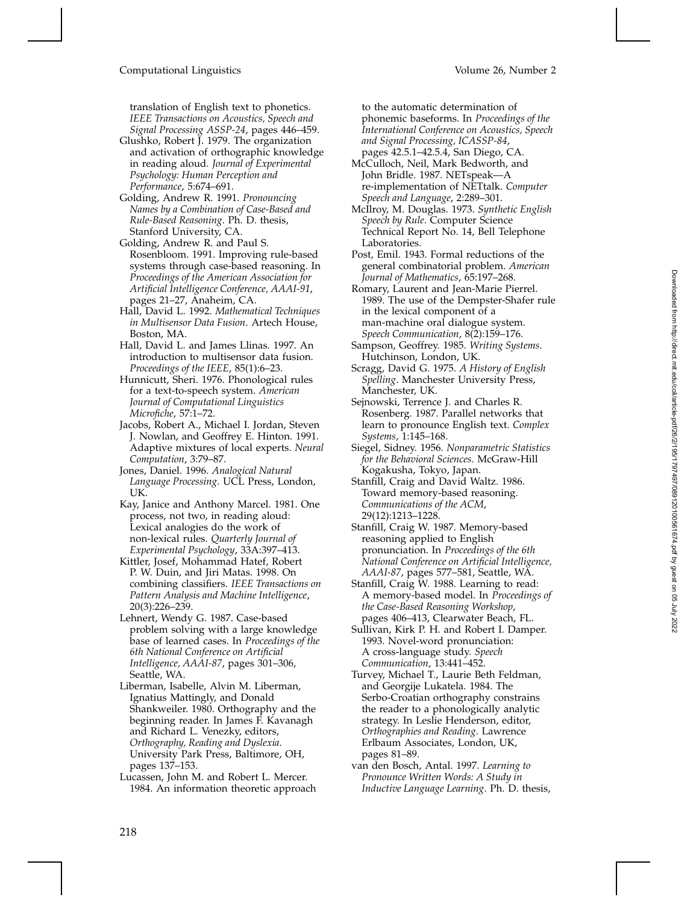translation of English text to phonetics. *IEEE Transactions on Acoustics, Speech and Signal Processing ASSP-24*, pages 446–459.

Glushko, Robert J. 1979. The organization and activation of orthographic knowledge in reading aloud. *Journal of Experimental Psychology: Human Perception and Performance*, 5:674–691.

Golding, Andrew R. 1991. *Pronouncing Names by a Combination of Case-Based and Rule-Based Reasoning*. Ph. D. thesis, Stanford University, CA.

Golding, Andrew R. and Paul S. Rosenbloom. 1991. Improving rule-based systems through case-based reasoning. In *Proceedings of the American Association for Artificial Intelligence Conference, AAAI-91*, pages 21–27, Anaheim, CA.

Hall, David L. 1992. *Mathematical Techniques in Multisensor Data Fusion*. Artech House, Boston, MA.

Hall, David L. and James Llinas. 1997. An introduction to multisensor data fusion. *Proceedings of the IEEE*, 85(1):6–23.

Hunnicutt, Sheri. 1976. Phonological rules for a text-to-speech system. *American Journal of Computational Linguistics Microfiche*, 57:1–72.

Jacobs, Robert A., Michael I. Jordan, Steven J. Nowlan, and Geoffrey E. Hinton. 1991. Adaptive mixtures of local experts. *Neural Computation*, 3:79–87.

Jones, Daniel. 1996. *Analogical Natural Language Processing*. UCL Press, London, UK.

Kay, Janice and Anthony Marcel. 1981. One process, not two, in reading aloud: Lexical analogies do the work of non-lexical rules. *Quarterly Journal of Experimental Psychology*, 33A:397–413.

Kittler, Josef, Mohammad Hatef, Robert P. W. Duin, and Jiri Matas. 1998. On combining classifiers. *IEEE Transactions on Pattern Analysis and Machine Intelligence*, 20(3):226–239.

Lehnert, Wendy G. 1987. Case-based problem solving with a large knowledge base of learned cases. In *Proceedings of the 6th National Conference on Artificial Intelligence, AAAI-87*, pages 301–306, Seattle, WA.

Liberman, Isabelle, Alvin M. Liberman, Ignatius Mattingly, and Donald Shankweiler. 1980. Orthography and the beginning reader. In James F. Kavanagh and Richard L. Venezky, editors, *Orthography, Reading and Dyslexia*. University Park Press, Baltimore, OH, pages 137–153.

Lucassen, John M. and Robert L. Mercer. 1984. An information theoretic approach to the automatic determination of phonemic baseforms. In *Proceedings of the International Conference on Acoustics, Speech and Signal Processing, ICASSP-84*, pages 42.5.1–42.5.4, San Diego, CA.

McCulloch, Neil, Mark Bedworth, and John Bridle. 1987. NETspeak—A re-implementation of NETtalk. *Computer Speech and Language*, 2:289–301.

McIlroy, M. Douglas. 1973. *Synthetic English Speech by Rule*. Computer Science Technical Report No. 14, Bell Telephone Laboratories.

Post, Emil. 1943. Formal reductions of the general combinatorial problem. *American Journal of Mathematics*, 65:197–268.

Romary, Laurent and Jean-Marie Pierrel. 1989. The use of the Dempster-Shafer rule in the lexical component of a man-machine oral dialogue system. *Speech Communication*, 8(2):159–176.

Sampson, Geoffrey. 1985. *Writing Systems*. Hutchinson, London, UK.

Scragg, David G. 1975. *A History of English Spelling*. Manchester University Press, Manchester, UK.

Sejnowski, Terrence J. and Charles R. Rosenberg. 1987. Parallel networks that learn to pronounce English text. *Complex Systems*, 1:145–168.

Siegel, Sidney. 1956. *Nonparametric Statistics for the Behavioral Sciences*. McGraw-Hill Kogakusha, Tokyo, Japan.

Stanfill, Craig and David Waltz. 1986. Toward memory-based reasoning. *Communications of the ACM*, 29(12):1213–1228.

Stanfill, Craig W. 1987. Memory-based reasoning applied to English pronunciation. In *Proceedings of the 6th National Conference on Artificial Intelligence, AAAI-87*, pages 577–581, Seattle, WA.

Stanfill, Craig W. 1988. Learning to read: A memory-based model. In *Proceedings of the Case-Based Reasoning Workshop*, pages 406–413, Clearwater Beach, FL.

Sullivan, Kirk P. H. and Robert I. Damper. 1993. Novel-word pronunciation: A cross-language study. *Speech Communication*, 13:441–452.

Turvey, Michael T., Laurie Beth Feldman, and Georgije Lukatela. 1984. The Serbo-Croatian orthography constrains the reader to a phonologically analytic strategy. In Leslie Henderson, editor, *Orthographies and Reading*. Lawrence Erlbaum Associates, London, UK, pages 81–89.

van den Bosch, Antal. 1997. *Learning to Pronounce Written Words: A Study in Inductive Language Learning*. Ph. D. thesis,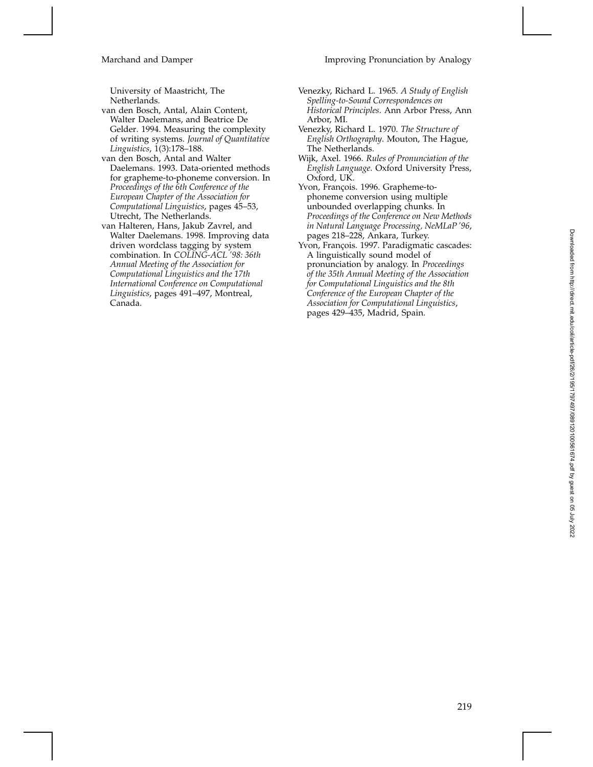University of Maastricht, The Netherlands.

van den Bosch, Antal, Alain Content, Walter Daelemans, and Beatrice De Gelder. 1994. Measuring the complexity of writing systems. *Journal of Quantitative Linguistics*, 1(3):178–188.

van den Bosch, Antal and Walter Daelemans. 1993. Data-oriented methods for grapheme-to-phoneme conversion. In *Proceedings of the 6th Conference of the European Chapter of the Association for Computational Linguistics*, pages 45–53, Utrecht, The Netherlands.

van Halteren, Hans, Jakub Zavrel, and Walter Daelemans. 1998. Improving data driven wordclass tagging by system combination. In *COLING-ACL '98: 36th Annual Meeting of the Association for Computational Linguistics and the 17th International Conference on Computational Linguistics*, pages 491–497, Montreal, Canada.

Venezky, Richard L. 1965. *A Study of English Spelling-to-Sound Correspondences on Historical Principles*. Ann Arbor Press, Ann Arbor, MI.

Venezky, Richard L. 1970. *The Structure of English Orthography*. Mouton, The Hague, The Netherlands.

Wijk, Axel. 1966. *Rules of Pronunciation of the English Language*. Oxford University Press, Oxford, UK.

Yvon, François. 1996. Grapheme-to-phoneme conversion using multiple unbounded overlapping chunks. In *Proceedings of the Conference on New Methods in Natural Language Processing, NeMLaP '96*, pages 218–228, Ankara, Turkey.

Yvon, François. 1997. Paradigmatic cascades: A linguistically sound model of pronunciation by analogy. In *Proceedings of the 35th Annual Meeting of the Association for Computational Linguistics and the 8th Conference of the European Chapter of the Association for Computational Linguistics*, pages 429–435, Madrid, Spain.